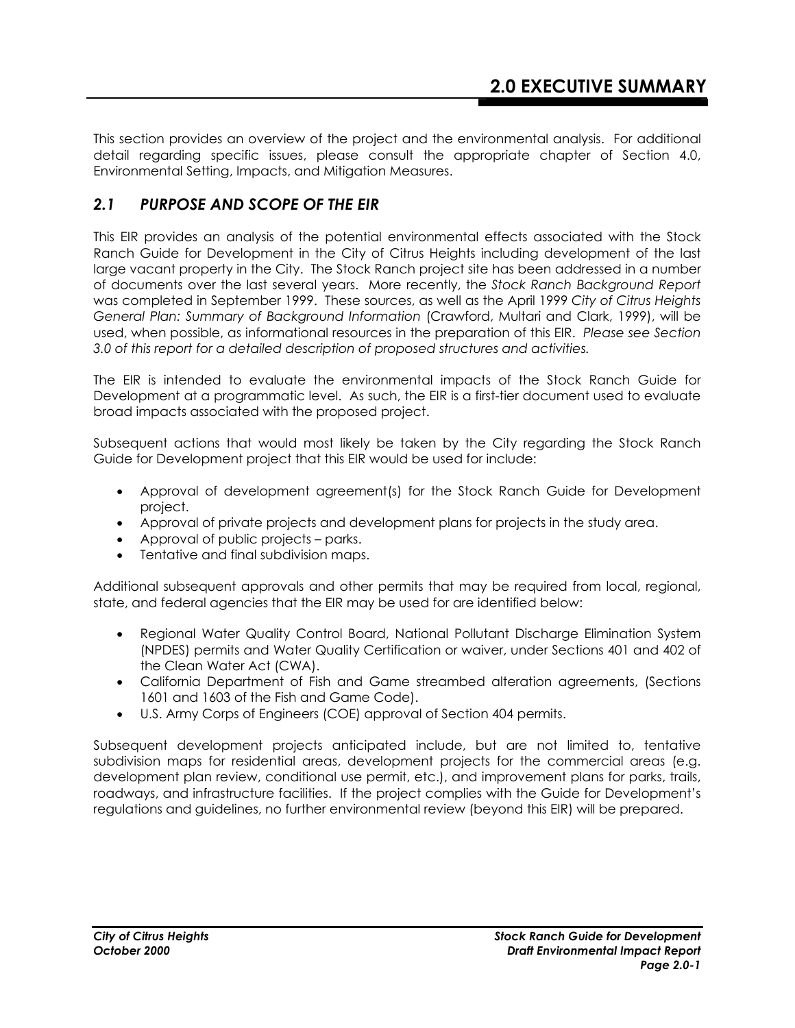# 2.0 EXECUTIVE SUMMARY

This section provides an overview of the project and the environmental analysis. For additional detail regarding specific issues, please consult the appropriate chapter of Section 4.0, Environmental Setting, Impacts, and Mitigation Measures.

## *2.1 PURPOSE AND SCOPE OF THE EIR*

This EIR provides an analysis of the potential environmental effects associated with the Stock Ranch Guide for Development in the City of Citrus Heights including development of the last large vacant property in the City. The Stock Ranch project site has been addressed in a number of documents over the last several years. More recently, the *Stock Ranch Background Report* was completed in September 1999. These sources, as well as the April 1999 *City of Citrus Heights General Plan: Summary of Background Information* (Crawford, Multari and Clark, 1999), will be used, when possible, as informational resources in the preparation of this EIR. *Please see Section 3.0 of this report for a detailed description of proposed structures and activities.*

The EIR is intended to evaluate the environmental impacts of the Stock Ranch Guide for Development at a programmatic level. As such, the EIR is a first-tier document used to evaluate broad impacts associated with the proposed project.

Subsequent actions that would most likely be taken by the City regarding the Stock Ranch Guide for Development project that this EIR would be used for include:

- Approval of development agreement(s) for the Stock Ranch Guide for Development project.
- Approval of private projects and development plans for projects in the study area.
- Approval of public projects – parks.
- Tentative and final subdivision maps.

Additional subsequent approvals and other permits that may be required from local, regional, state, and federal agencies that the EIR may be used for are identified below:

- Regional Water Quality Control Board, National Pollutant Discharge Elimination System (NPDES) permits and Water Quality Certification or waiver, under Sections 401 and 402 of the Clean Water Act (CWA).
- California Department of Fish and Game streambed alteration agreements, (Sections 1601 and 1603 of the Fish and Game Code).
- U.S. Army Corps of Engineers (COE) approval of Section 404 permits.

Subsequent development projects anticipated include, but are not limited to, tentative subdivision maps for residential areas, development projects for the commercial areas (e.g. development plan review, conditional use permit, etc.), and improvement plans for parks, trails, roadways, and infrastructure facilities. If the project complies with the Guide for Development's regulations and guidelines, no further environmental review (beyond this EIR) will be prepared.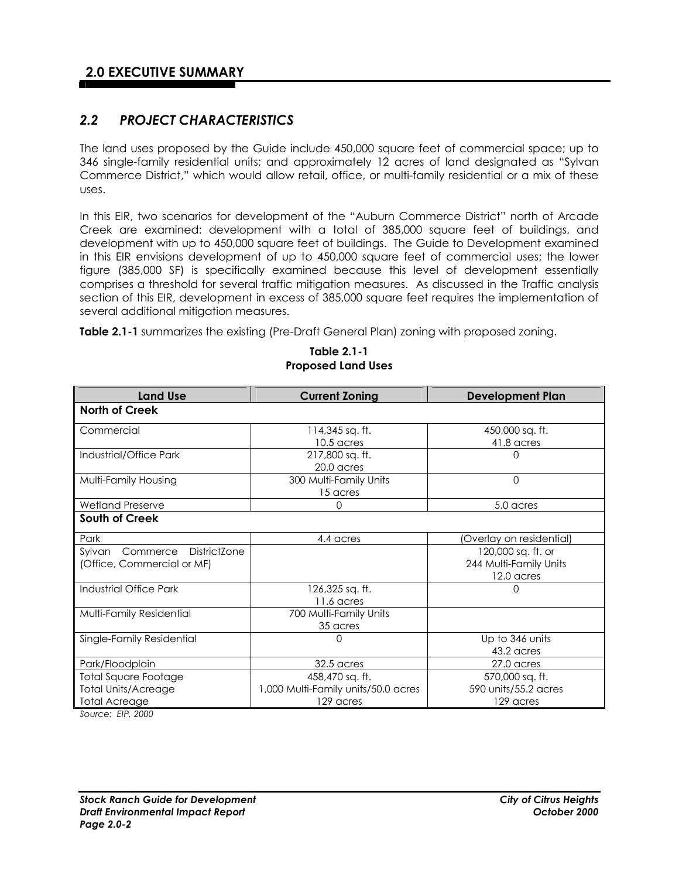## 2.0 EXECUTIVE SUMMARY

### *2.2 PROJECT CHARACTERISTICS*

The land uses proposed by the Guide include 450,000 square feet of commercial space; up to 346 single-family residential units; and approximately 12 acres of land designated as "Sylvan Commerce District," which would allow retail, office, or multi-family residential or a mix of these uses.

In this EIR, two scenarios for development of the "Auburn Commerce District" north of Arcade Creek are examined: development with a total of 385,000 square feet of buildings, and development with up to 450,000 square feet of buildings. The Guide to Development examined in this EIR envisions development of up to 450,000 square feet of commercial uses; the lower figure (385,000 SF) is specifically examined because this level of development essentially comprises a threshold for several traffic mitigation measures. As discussed in the Traffic analysis section of this EIR, development in excess of 385,000 square feet requires the implementation of several additional mitigation measures.

**Table 2.1-1** summarizes the existing (Pre-Draft General Plan) zoning with proposed zoning.

**Table 2.1-1**
**Proposed Land Uses**

| Land Use | Current Zoning | Development Plan |
|---|---|---|
| **North of Creek** | | |
| Commercial | 114,345 sq. ft.<br>10.5 acres | 450,000 sq. ft.<br>41.8 acres |
| Industrial/Office Park | 217,800 sq. ft.<br>20.0 acres | 0 |
| Multi-Family Housing | 300 Multi-Family Units<br>15 acres | 0 |
| Wetland Preserve | 0 | 5.0 acres |
| **South of Creek** | | |
| Park | 4.4 acres | (Overlay on residential) |
| Sylvan Commerce DistrictZone (Office, Commercial or MF) | | 120,000 sq. ft. or<br>244 Multi-Family Units<br>12.0 acres |
| Industrial Office Park | 126,325 sq. ft.<br>11.6 acres | 0 |
| Multi-Family Residential | 700 Multi-Family Units<br>35 acres | |
| Single-Family Residential | 0 | Up to 346 units<br>43.2 acres |
| Park/Floodplain | 32.5 acres | 27.0 acres |
| Total Square Footage<br>Total Units/Acreage<br>Total Acreage | 458,470 sq. ft.<br>1,000 Multi-Family units/50.0 acres<br>129 acres | 570,000 sq. ft.<br>590 units/55.2 acres<br>129 acres |

*Source: EIP, 2000*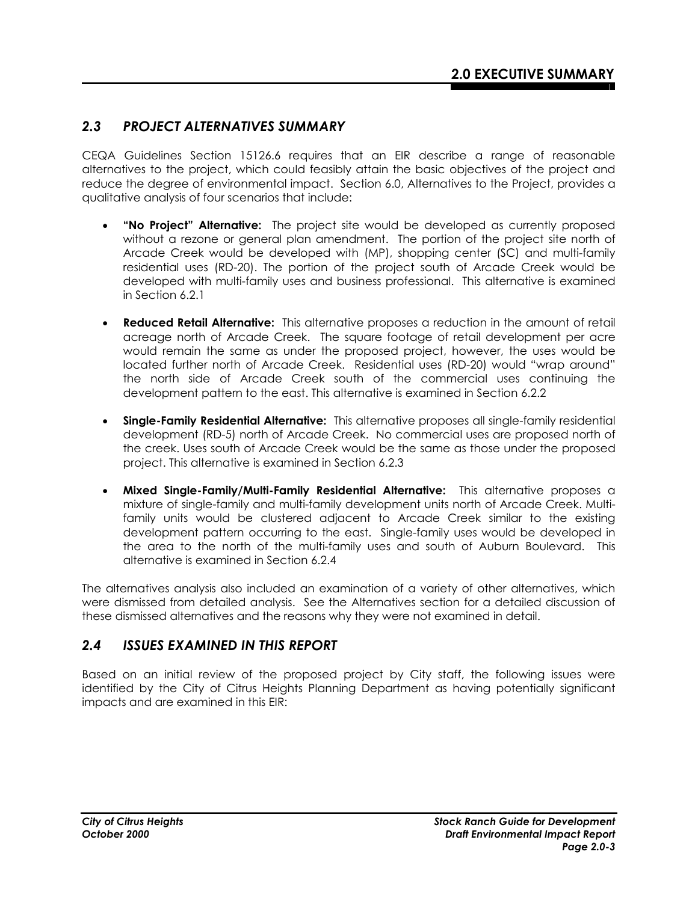## 2.3 PROJECT ALTERNATIVES SUMMARY

CEQA Guidelines Section 15126.6 requires that an EIR describe a range of reasonable alternatives to the project, which could feasibly attain the basic objectives of the project and reduce the degree of environmental impact. Section 6.0, Alternatives to the Project, provides a qualitative analysis of four scenarios that include:

- **"No Project" Alternative:** The project site would be developed as currently proposed without a rezone or general plan amendment. The portion of the project site north of Arcade Creek would be developed with (MP), shopping center (SC) and multi-family residential uses (RD-20). The portion of the project south of Arcade Creek would be developed with multi-family uses and business professional. This alternative is examined in Section 6.2.1
- **Reduced Retail Alternative:** This alternative proposes a reduction in the amount of retail acreage north of Arcade Creek. The square footage of retail development per acre would remain the same as under the proposed project, however, the uses would be located further north of Arcade Creek. Residential uses (RD-20) would "wrap around" the north side of Arcade Creek south of the commercial uses continuing the development pattern to the east. This alternative is examined in Section 6.2.2
- **Single-Family Residential Alternative:** This alternative proposes all single-family residential development (RD-5) north of Arcade Creek. No commercial uses are proposed north of the creek. Uses south of Arcade Creek would be the same as those under the proposed project. This alternative is examined in Section 6.2.3
- **Mixed Single-Family/Multi-Family Residential Alternative:** This alternative proposes a mixture of single-family and multi-family development units north of Arcade Creek. Multi-family units would be clustered adjacent to Arcade Creek similar to the existing development pattern occurring to the east. Single-family uses would be developed in the area to the north of the multi-family uses and south of Auburn Boulevard. This alternative is examined in Section 6.2.4

The alternatives analysis also included an examination of a variety of other alternatives, which were dismissed from detailed analysis. See the Alternatives section for a detailed discussion of these dismissed alternatives and the reasons why they were not examined in detail.

## 2.4 ISSUES EXAMINED IN THIS REPORT

Based on an initial review of the proposed project by City staff, the following issues were identified by the City of Citrus Heights Planning Department as having potentially significant impacts and are examined in this EIR: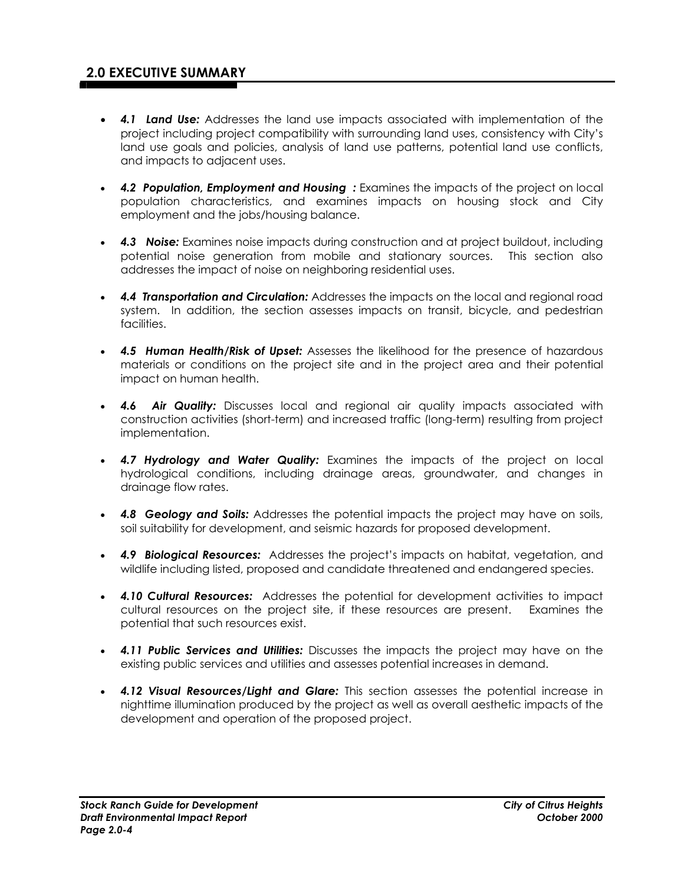## 2.0 EXECUTIVE SUMMARY

- ***4.1 Land Use:*** Addresses the land use impacts associated with implementation of the project including project compatibility with surrounding land uses, consistency with City's land use goals and policies, analysis of land use patterns, potential land use conflicts, and impacts to adjacent uses.

- ***4.2 Population, Employment and Housing :*** Examines the impacts of the project on local population characteristics, and examines impacts on housing stock and City employment and the jobs/housing balance.

- ***4.3 Noise:*** Examines noise impacts during construction and at project buildout, including potential noise generation from mobile and stationary sources. This section also addresses the impact of noise on neighboring residential uses.

- ***4.4 Transportation and Circulation:*** Addresses the impacts on the local and regional road system. In addition, the section assesses impacts on transit, bicycle, and pedestrian facilities.

- ***4.5 Human Health/Risk of Upset:*** Assesses the likelihood for the presence of hazardous materials or conditions on the project site and in the project area and their potential impact on human health.

- ***4.6 Air Quality:*** Discusses local and regional air quality impacts associated with construction activities (short-term) and increased traffic (long-term) resulting from project implementation.

- ***4.7 Hydrology and Water Quality:*** Examines the impacts of the project on local hydrological conditions, including drainage areas, groundwater, and changes in drainage flow rates.

- ***4.8 Geology and Soils:*** Addresses the potential impacts the project may have on soils, soil suitability for development, and seismic hazards for proposed development.

- ***4.9 Biological Resources:*** Addresses the project's impacts on habitat, vegetation, and wildlife including listed, proposed and candidate threatened and endangered species.

- ***4.10 Cultural Resources:*** Addresses the potential for development activities to impact cultural resources on the project site, if these resources are present. Examines the potential that such resources exist.

- ***4.11 Public Services and Utilities:*** Discusses the impacts the project may have on the existing public services and utilities and assesses potential increases in demand.

- ***4.12 Visual Resources/Light and Glare:*** This section assesses the potential increase in nighttime illumination produced by the project as well as overall aesthetic impacts of the development and operation of the proposed project.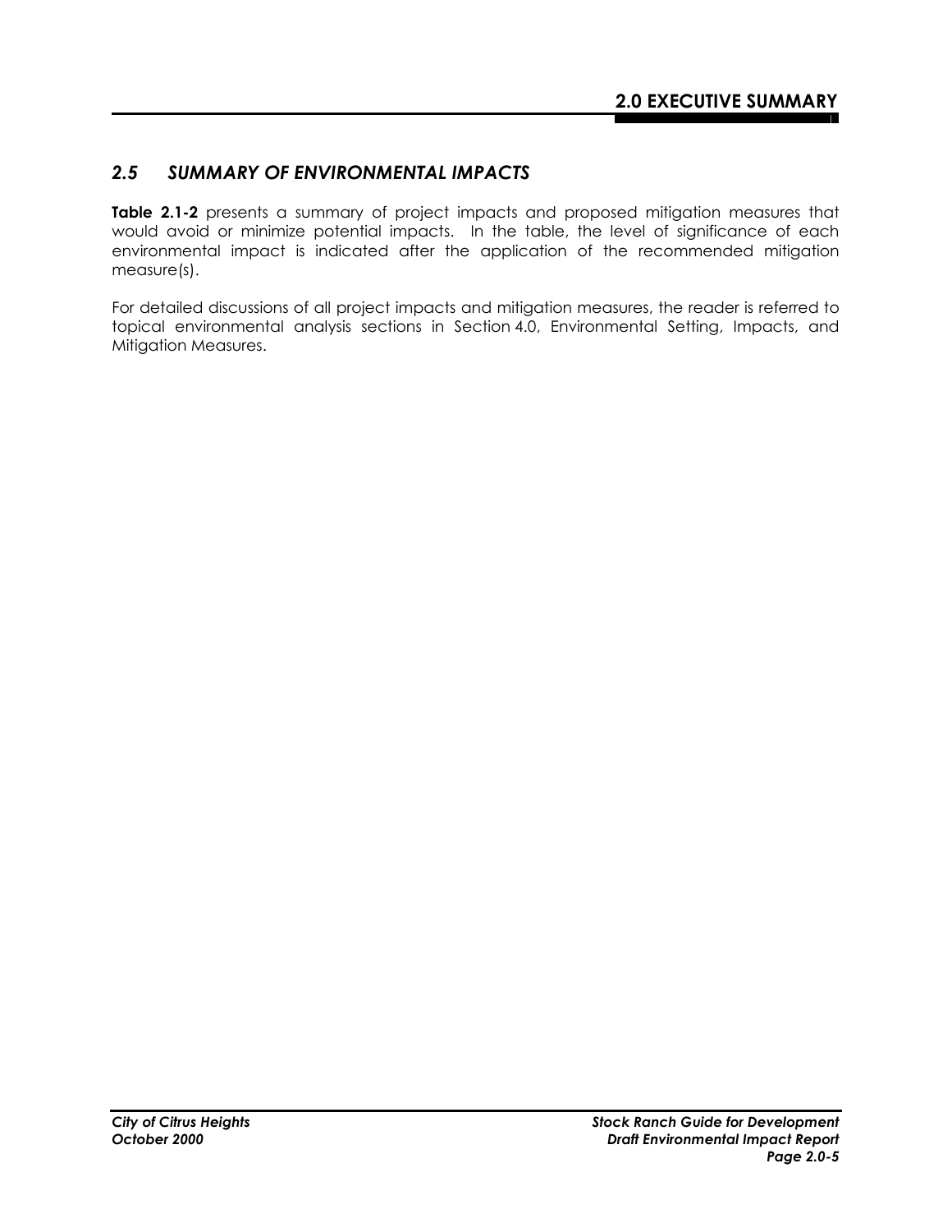## 2.5 *SUMMARY OF ENVIRONMENTAL IMPACTS*

**Table 2.1-2** presents a summary of project impacts and proposed mitigation measures that would avoid or minimize potential impacts. In the table, the level of significance of each environmental impact is indicated after the application of the recommended mitigation measure(s).

For detailed discussions of all project impacts and mitigation measures, the reader is referred to topical environmental analysis sections in Section 4.0, Environmental Setting, Impacts, and Mitigation Measures.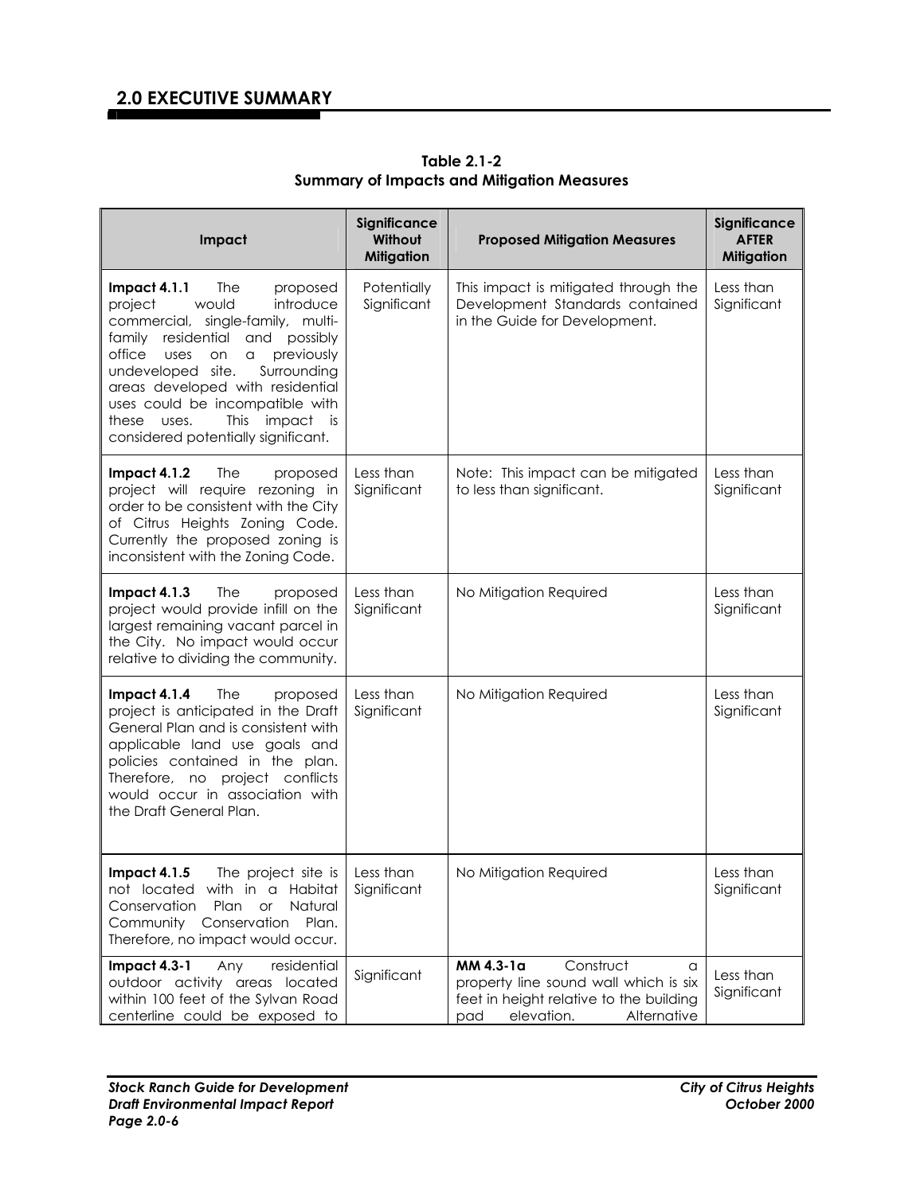## 2.0 EXECUTIVE SUMMARY

**Table 2.1-2**
**Summary of Impacts and Mitigation Measures**

| Impact | Significance Without Mitigation | Proposed Mitigation Measures | Significance AFTER Mitigation |
|---|---|---|---|
| **Impact 4.1.1** The proposed project would introduce commercial, single-family, multi-family residential and possibly office uses on a previously undeveloped site. Surrounding areas developed with residential uses could be incompatible with these uses. This impact is considered potentially significant. | Potentially Significant | This impact is mitigated through the Development Standards contained in the Guide for Development. | Less than Significant |
| **Impact 4.1.2** The proposed project will require rezoning in order to be consistent with the City of Citrus Heights Zoning Code. Currently the proposed zoning is inconsistent with the Zoning Code. | Less than Significant | Note: This impact can be mitigated to less than significant. | Less than Significant |
| **Impact 4.1.3** The proposed project would provide infill on the largest remaining vacant parcel in the City. No impact would occur relative to dividing the community. | Less than Significant | No Mitigation Required | Less than Significant |
| **Impact 4.1.4** The proposed project is anticipated in the Draft General Plan and is consistent with applicable land use goals and policies contained in the plan. Therefore, no project conflicts would occur in association with the Draft General Plan. | Less than Significant | No Mitigation Required | Less than Significant |
| **Impact 4.1.5** The project site is not located with in a Habitat Conservation Plan or Natural Community Conservation Plan. Therefore, no impact would occur. | Less than Significant | No Mitigation Required | Less than Significant |
| **Impact 4.3-1** Any residential outdoor activity areas located within 100 feet of the Sylvan Road centerline could be exposed to | Significant | **MM 4.3-1a** Construct a property line sound wall which is six feet in height relative to the building pad elevation. Alternative | Less than Significant |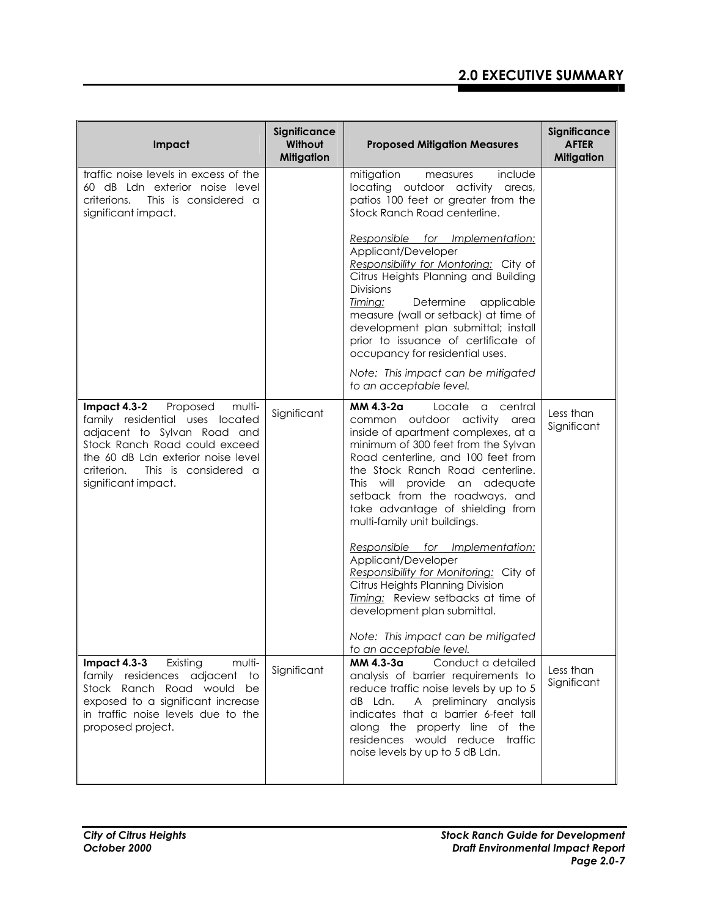| Impact | Significance Without Mitigation | Proposed Mitigation Measures | Significance AFTER Mitigation |
|---|---|---|---|
| traffic noise levels in excess of the 60 dB Ldn exterior noise level criterions. This is considered a significant impact. | | mitigation measures include locating outdoor activity areas, patios 100 feet or greater from the Stock Ranch Road centerline.<br><br>_Responsible for Implementation:_ Applicant/Developer<br>_Responsibility for Montoring:_ City of Citrus Heights Planning and Building Divisions<br>_Timing:_ Determine applicable measure (wall or setback) at time of development plan submittal; install prior to issuance of certificate of occupancy for residential uses.<br><br>*Note: This impact can be mitigated to an acceptable level.* | |
| **Impact 4.3-2** Proposed multi-family residential uses located adjacent to Sylvan Road and Stock Ranch Road could exceed the 60 dB Ldn exterior noise level criterion. This is considered a significant impact. | Significant | **MM 4.3-2a** Locate a central common outdoor activity area inside of apartment complexes, at a minimum of 300 feet from the Sylvan Road centerline, and 100 feet from the Stock Ranch Road centerline. This will provide an adequate setback from the roadways, and take advantage of shielding from multi-family unit buildings.<br><br>_Responsible for Implementation:_ Applicant/Developer<br>_Responsibility for Monitoring:_ City of Citrus Heights Planning Division<br>_Timing:_ Review setbacks at time of development plan submittal.<br><br>*Note: This impact can be mitigated to an acceptable level.* | Less than Significant |
| **Impact 4.3-3** Existing multi-family residences adjacent to Stock Ranch Road would be exposed to a significant increase in traffic noise levels due to the proposed project. | Significant | **MM 4.3-3a** Conduct a detailed analysis of barrier requirements to reduce traffic noise levels by up to 5 dB Ldn. A preliminary analysis indicates that a barrier 6-feet tall along the property line of the residences would reduce traffic noise levels by up to 5 dB Ldn. | Less than Significant |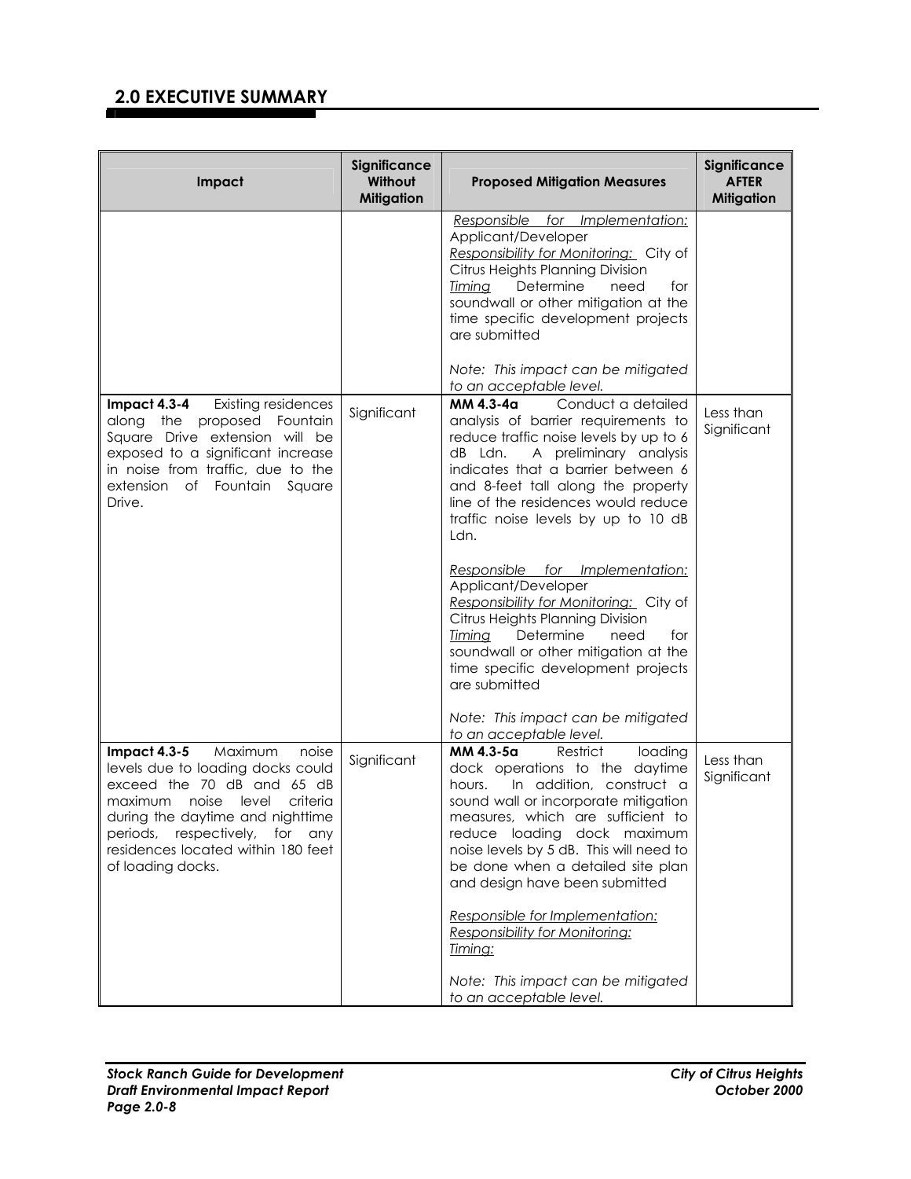## 2.0 EXECUTIVE SUMMARY

| Impact | Significance Without Mitigation | Proposed Mitigation Measures | Significance AFTER Mitigation |
|---|---|---|---|
| | | *Responsible for Implementation:* Applicant/Developer<br>*Responsibility for Monitoring:* City of Citrus Heights Planning Division<br>*Timing* Determine need for soundwall or other mitigation at the time specific development projects are submitted<br><br>*Note: This impact can be mitigated to an acceptable level.* | |
| **Impact 4.3-4** Existing residences along the proposed Fountain Square Drive extension will be exposed to a significant increase in noise from traffic, due to the extension of Fountain Square Drive. | Significant | **MM 4.3-4a** Conduct a detailed analysis of barrier requirements to reduce traffic noise levels by up to 6 dB Ldn. A preliminary analysis indicates that a barrier between 6 and 8-feet tall along the property line of the residences would reduce traffic noise levels by up to 10 dB Ldn.<br><br>*Responsible for Implementation:* Applicant/Developer<br>*Responsibility for Monitoring:* City of Citrus Heights Planning Division<br>*Timing* Determine need for soundwall or other mitigation at the time specific development projects are submitted<br><br>*Note: This impact can be mitigated to an acceptable level.* | Less than Significant |
| **Impact 4.3-5** Maximum noise levels due to loading docks could exceed the 70 dB and 65 dB maximum noise level criteria during the daytime and nighttime periods, respectively, for any residences located within 180 feet of loading docks. | Significant | **MM 4.3-5a** Restrict loading dock operations to the daytime hours. In addition, construct a sound wall or incorporate mitigation measures, which are sufficient to reduce loading dock maximum noise levels by 5 dB. This will need to be done when a detailed site plan and design have been submitted<br><br>*Responsible for Implementation:*<br>*Responsibility for Monitoring:*<br>*Timing:*<br><br>*Note: This impact can be mitigated to an acceptable level.* | Less than Significant |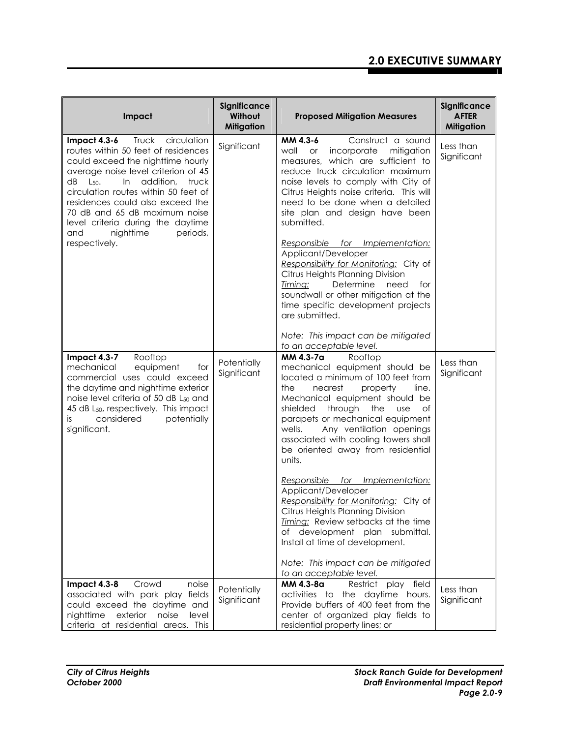| Impact | Significance Without Mitigation | Proposed Mitigation Measures | Significance AFTER Mitigation |
|---|---|---|---|
| **Impact 4.3-6** Truck circulation routes within 50 feet of residences could exceed the nighttime hourly average noise level criterion of 45 dB $L_{50}$. In addition, truck circulation routes within 50 feet of residences could also exceed the 70 dB and 65 dB maximum noise level criteria during the daytime and nighttime periods, respectively. | Significant | **MM 4.3-6** Construct a sound wall or incorporate mitigation measures, which are sufficient to reduce truck circulation maximum noise levels to comply with City of Citrus Heights noise criteria. This will need to be done when a detailed site plan and design have been submitted.<br><br>Responsible for Implementation: Applicant/Developer<br>Responsibility for Monitoring: City of Citrus Heights Planning Division<br>Timing: Determine need for soundwall or other mitigation at the time specific development projects are submitted.<br><br>*Note: This impact can be mitigated to an acceptable level.* | Less than Significant |
| **Impact 4.3-7** Rooftop mechanical equipment for commercial uses could exceed the daytime and nighttime exterior noise level criteria of 50 dB $L_{50}$ and 45 dB $L_{50}$, respectively. This impact is considered potentially significant. | Potentially Significant | **MM 4.3-7a** Rooftop mechanical equipment should be located a minimum of 100 feet from the nearest property line. Mechanical equipment should be shielded through the use of parapets or mechanical equipment wells. Any ventilation openings associated with cooling towers shall be oriented away from residential units.<br><br>Responsible for Implementation: Applicant/Developer<br>Responsibility for Monitoring: City of Citrus Heights Planning Division<br>Timing: Review setbacks at the time of development plan submittal. Install at time of development.<br><br>*Note: This impact can be mitigated to an acceptable level.* | Less than Significant |
| **Impact 4.3-8** Crowd noise associated with park play fields could exceed the daytime and nighttime exterior noise level criteria at residential areas. This | Potentially Significant | **MM 4.3-8a** Restrict play field activities to the daytime hours. Provide buffers of 400 feet from the center of organized play fields to residential property lines; or | Less than Significant |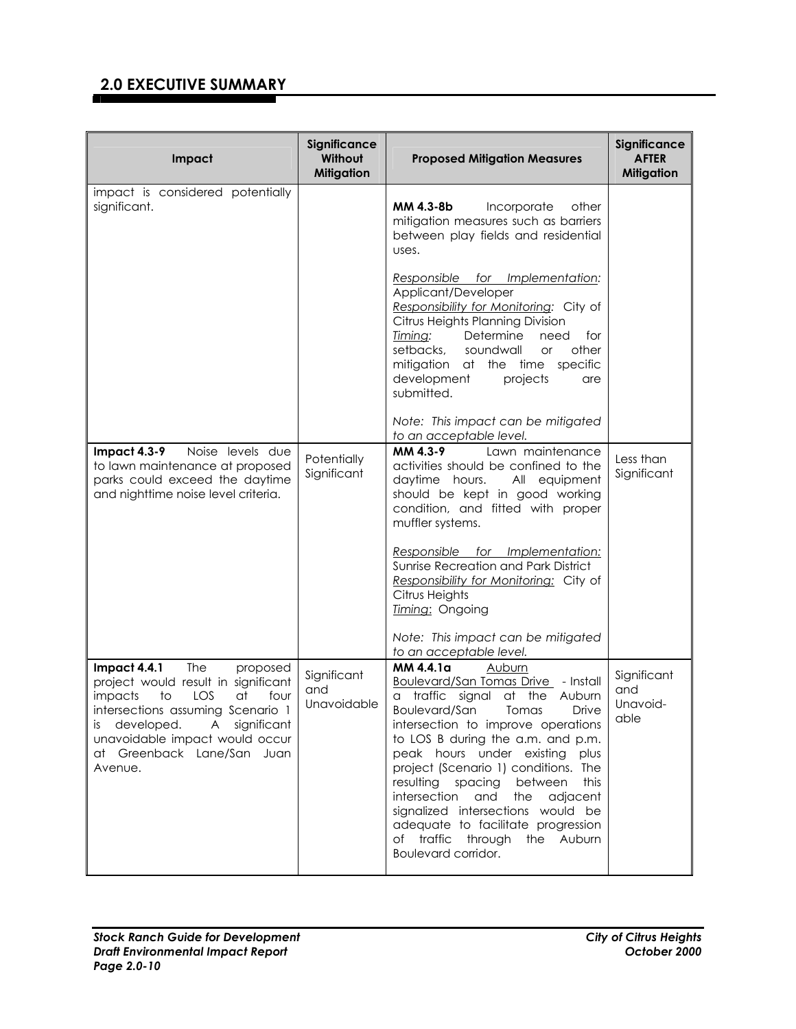## 2.0 EXECUTIVE SUMMARY

| Impact | Significance Without Mitigation | Proposed Mitigation Measures | Significance AFTER Mitigation |
|---|---|---|---|
| impact is considered potentially significant. | | **MM 4.3-8b** Incorporate other mitigation measures such as barriers between play fields and residential uses.<br><br>_Responsible for Implementation:_ Applicant/Developer<br>_Responsibility for Monitoring:_ City of Citrus Heights Planning Division<br>_Timing:_ Determine need for setbacks, soundwall or other mitigation at the time specific development projects are submitted.<br><br>*Note: This impact can be mitigated to an acceptable level.* | |
| **Impact 4.3-9** Noise levels due to lawn maintenance at proposed parks could exceed the daytime and nighttime noise level criteria. | Potentially Significant | **MM 4.3-9** Lawn maintenance activities should be confined to the daytime hours. All equipment should be kept in good working condition, and fitted with proper muffler systems.<br><br>_Responsible for Implementation:_ Sunrise Recreation and Park District<br>_Responsibility for Monitoring:_ City of Citrus Heights<br>_Timing:_ Ongoing<br><br>*Note: This impact can be mitigated to an acceptable level.* | Less than Significant |
| **Impact 4.4.1** The proposed project would result in significant impacts to LOS at four intersections assuming Scenario 1 is developed. A significant unavoidable impact would occur at Greenback Lane/San Juan Avenue. | Significant and Unavoidable | **MM 4.4.1a** _Auburn Boulevard/San Tomas Drive_ - Install a traffic signal at the Auburn Boulevard/San Tomas Drive intersection to improve operations to LOS B during the a.m. and p.m. peak hours under existing plus project (Scenario 1) conditions. The resulting spacing between this intersection and the adjacent signalized intersections would be adequate to facilitate progression of traffic through the Auburn Boulevard corridor. | Significant and Unavoid-able |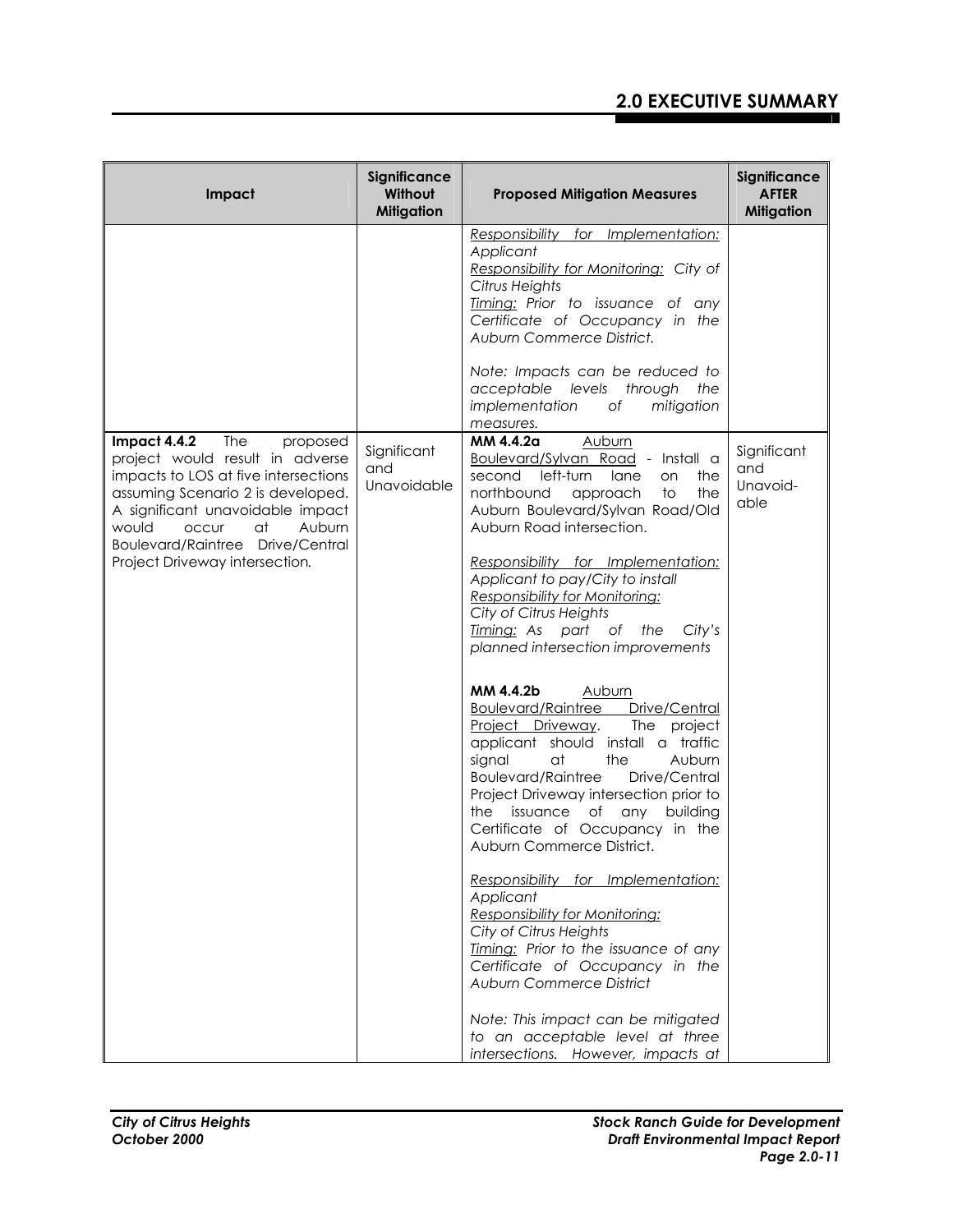| Impact | Significance Without Mitigation | Proposed Mitigation Measures | Significance AFTER Mitigation |
|---|---|---|---|
| | | *Responsibility for Implementation:* *Applicant* *Responsibility for Monitoring:* *City of Citrus Heights* *Timing: Prior to issuance of any Certificate of Occupancy in the Auburn Commerce District.* *Note: Impacts can be reduced to acceptable levels through the implementation of mitigation measures.* | |
| **Impact 4.4.2** The proposed project would result in adverse impacts to LOS at five intersections assuming Scenario 2 is developed. A significant unavoidable impact would occur at Auburn Boulevard/Raintree Drive/Central Project Driveway intersection. | Significant and Unavoidable | **MM 4.4.2a** Auburn Boulevard/Sylvan Road - Install a second left-turn lane on the northbound approach to the Auburn Boulevard/Sylvan Road/Old Auburn Road intersection. *Responsibility for Implementation:* *Applicant to pay/City to install* *Responsibility for Monitoring:* *City of Citrus Heights* *Timing: As part of the City's planned intersection improvements* **MM 4.4.2b** Auburn Boulevard/Raintree Drive/Central Project Driveway. The project applicant should install a traffic signal at the Auburn Boulevard/Raintree Drive/Central Project Driveway intersection prior to the issuance of any building Certificate of Occupancy in the Auburn Commerce District. *Responsibility for Implementation:* *Applicant* *Responsibility for Monitoring:* *City of Citrus Heights* *Timing: Prior to the issuance of any Certificate of Occupancy in the Auburn Commerce District* *Note: This impact can be mitigated to an acceptable level at three intersections. However, impacts at* | Significant and Unavoid-able |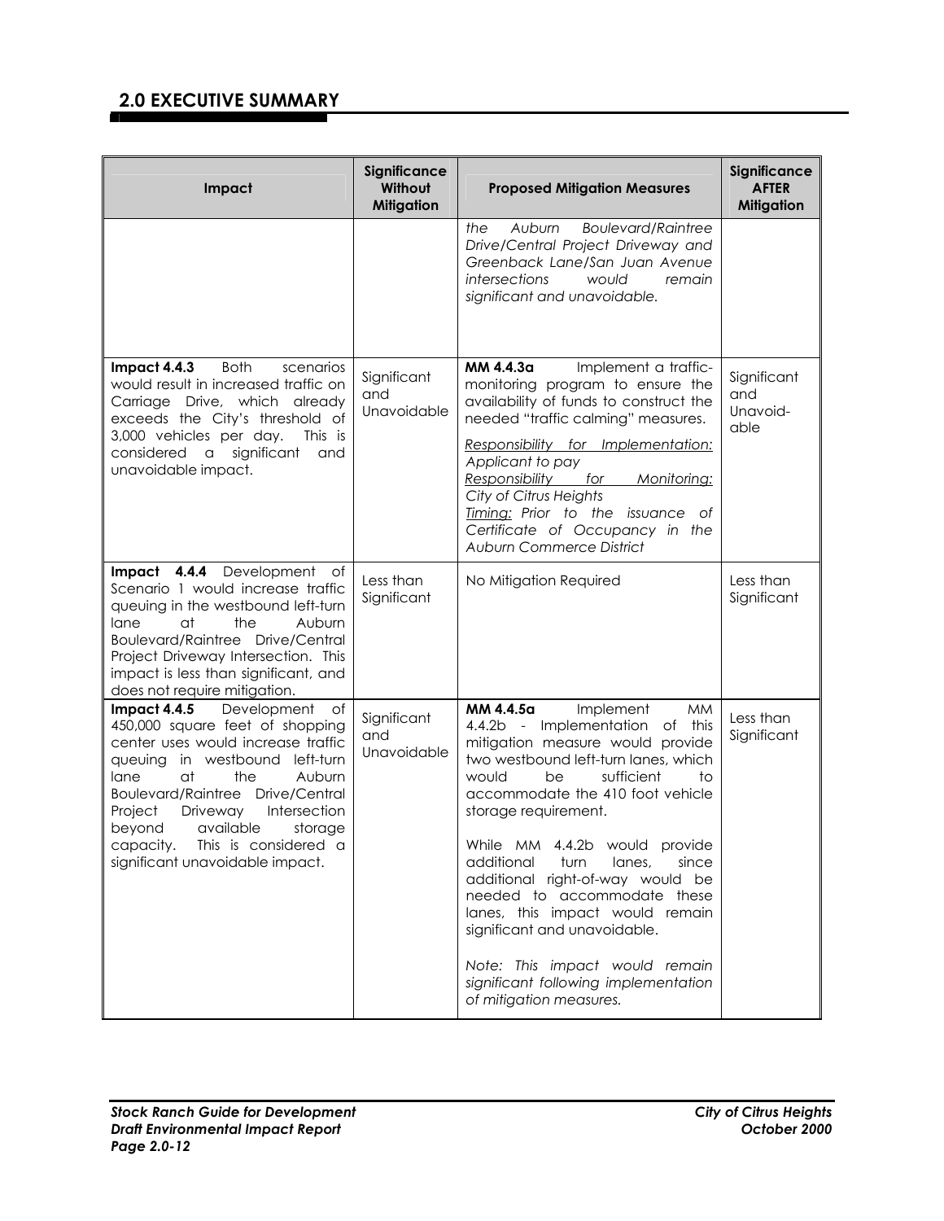## 2.0 EXECUTIVE SUMMARY

| Impact | Significance Without Mitigation | Proposed Mitigation Measures | Significance AFTER Mitigation |
|---|---|---|---|
| | | *the Auburn Boulevard/Raintree Drive/Central Project Driveway and Greenback Lane/San Juan Avenue intersections would remain significant and unavoidable.* | |
| **Impact 4.4.3** Both scenarios would result in increased traffic on Carriage Drive, which already exceeds the City's threshold of 3,000 vehicles per day. This is considered a significant and unavoidable impact. | Significant and Unavoidable | **MM 4.4.3a** Implement a traffic-monitoring program to ensure the availability of funds to construct the needed "traffic calming" measures.<br><br>*<u>Responsibility for Implementation:</u> Applicant to pay*<br>*<u>Responsibility for Monitoring:</u> City of Citrus Heights*<br>*<u>Timing:</u> Prior to the issuance of Certificate of Occupancy in the Auburn Commerce District* | Significant and Unavoid-able |
| **Impact 4.4.4** Development of Scenario 1 would increase traffic queuing in the westbound left-turn lane at the Auburn Boulevard/Raintree Drive/Central Project Driveway Intersection. This impact is less than significant, and does not require mitigation. | Less than Significant | No Mitigation Required | Less than Significant |
| **Impact 4.4.5** Development of 450,000 square feet of shopping center uses would increase traffic queuing in westbound left-turn lane at the Auburn Boulevard/Raintree Drive/Central Project Driveway Intersection beyond available storage capacity. This is considered a significant unavoidable impact. | Significant and Unavoidable | **MM 4.4.5a** Implement MM 4.4.2b - Implementation of this mitigation measure would provide two westbound left-turn lanes, which would be sufficient to accommodate the 410 foot vehicle storage requirement.<br><br>While MM 4.4.2b would provide additional turn lanes, since additional right-of-way would be needed to accommodate these lanes, this impact would remain significant and unavoidable.<br><br>*Note: This impact would remain significant following implementation of mitigation measures.* | Less than Significant |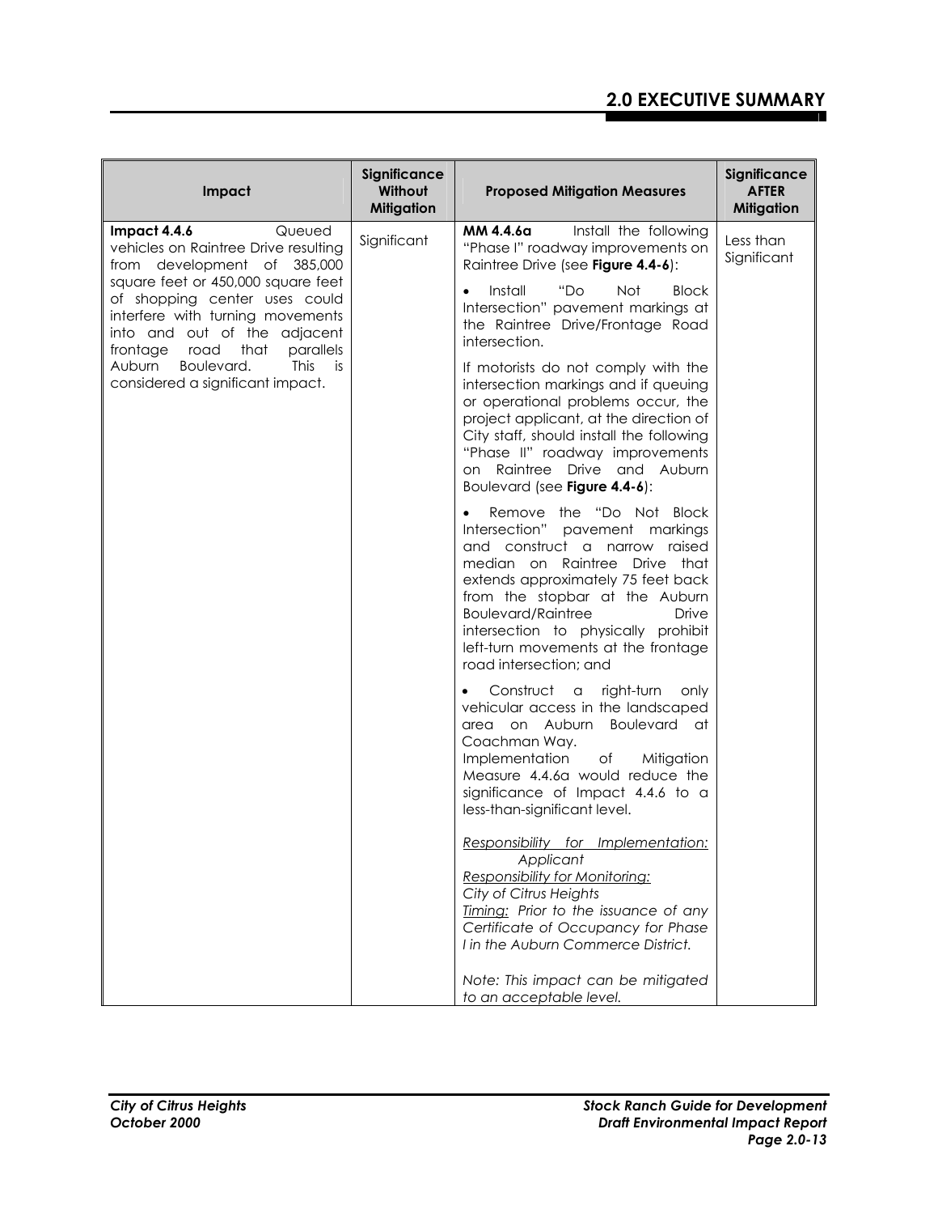| Impact | Significance Without Mitigation | Proposed Mitigation Measures | Significance AFTER Mitigation |
|---|---|---|---|
| **Impact 4.4.6** Queued vehicles on Raintree Drive resulting from development of 385,000 square feet or 450,000 square feet of shopping center uses could interfere with turning movements into and out of the adjacent frontage road that parallels Auburn Boulevard. This is considered a significant impact. | Significant | **MM 4.4.6a** Install the following "Phase I" roadway improvements on Raintree Drive (see **Figure 4.4-6**): <br> • Install "Do Not Block Intersection" pavement markings at the Raintree Drive/Frontage Road intersection. <br><br> If motorists do not comply with the intersection markings and if queuing or operational problems occur, the project applicant, at the direction of City staff, should install the following "Phase II" roadway improvements on Raintree Drive and Auburn Boulevard (see **Figure 4.4-6**): <br> • Remove the "Do Not Block Intersection" pavement markings and construct a narrow raised median on Raintree Drive that extends approximately 75 feet back from the stopbar at the Auburn Boulevard/Raintree Drive intersection to physically prohibit left-turn movements at the frontage road intersection; and <br> • Construct a right-turn only vehicular access in the landscaped area on Auburn Boulevard at Coachman Way. <br> Implementation of Mitigation Measure 4.4.6a would reduce the significance of Impact 4.4.6 to a less-than-significant level. <br><br> *Responsibility for Implementation:* *Applicant* <br> *Responsibility for Monitoring:* *City of Citrus Heights* <br> *Timing: Prior to the issuance of any Certificate of Occupancy for Phase I in the Auburn Commerce District.* <br><br> *Note: This impact can be mitigated to an acceptable level.* | Less than Significant |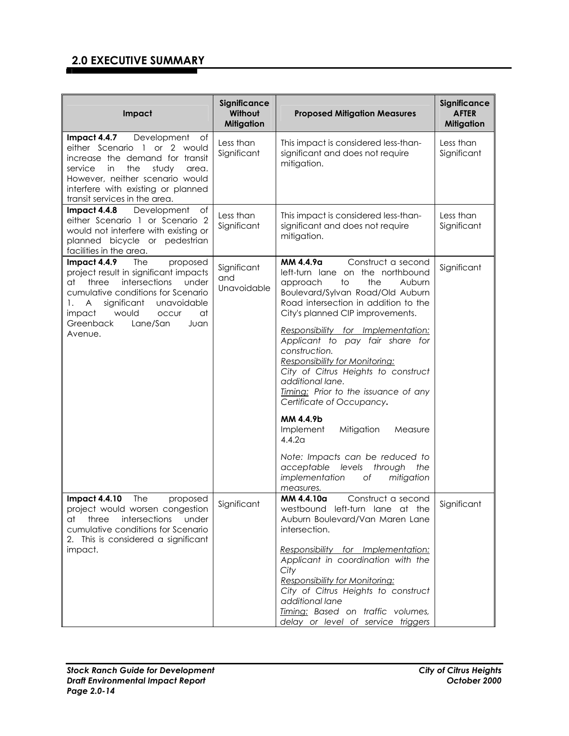## 2.0 EXECUTIVE SUMMARY

| Impact | Significance Without Mitigation | Proposed Mitigation Measures | Significance AFTER Mitigation |
|---|---|---|---|
| **Impact 4.4.7** Development of either Scenario 1 or 2 would increase the demand for transit service in the study area. However, neither scenario would interfere with existing or planned transit services in the area. | Less than Significant | This impact is considered less-than-significant and does not require mitigation. | Less than Significant |
| **Impact 4.4.8** Development of either Scenario 1 or Scenario 2 would not interfere with existing or planned bicycle or pedestrian facilities in the area. | Less than Significant | This impact is considered less-than-significant and does not require mitigation. | Less than Significant |
| **Impact 4.4.9** The proposed project result in significant impacts at three intersections under cumulative conditions for Scenario 1. A significant unavoidable impact would occur at Greenback Lane/San Juan Avenue. | Significant and Unavoidable | **MM 4.4.9a** Construct a second left-turn lane on the northbound approach to the Auburn Boulevard/Sylvan Road/Old Auburn Road intersection in addition to the City's planned CIP improvements.<br><br>*<u>Responsibility for Implementation:</u> Applicant to pay fair share for construction.*<br>*<u>Responsibility for Monitoring:</u>*<br>*City of Citrus Heights to construct additional lane.*<br>*<u>Timing:</u> Prior to the issuance of any Certificate of Occupancy.*<br><br>**MM 4.4.9b**<br>Implement Mitigation Measure 4.4.2a<br><br>*Note: Impacts can be reduced to acceptable levels through the implementation of mitigation measures.* | Significant |
| **Impact 4.4.10** The proposed project would worsen congestion at three intersections under cumulative conditions for Scenario 2. This is considered a significant impact. | Significant | **MM 4.4.10a** Construct a second westbound left-turn lane at the Auburn Boulevard/Van Maren Lane intersection.<br><br>*<u>Responsibility for Implementation:</u> Applicant in coordination with the City*<br>*<u>Responsibility for Monitoring:</u>*<br>*City of Citrus Heights to construct additional lane*<br>*<u>Timing:</u> Based on traffic volumes, delay or level of service triggers* | Significant |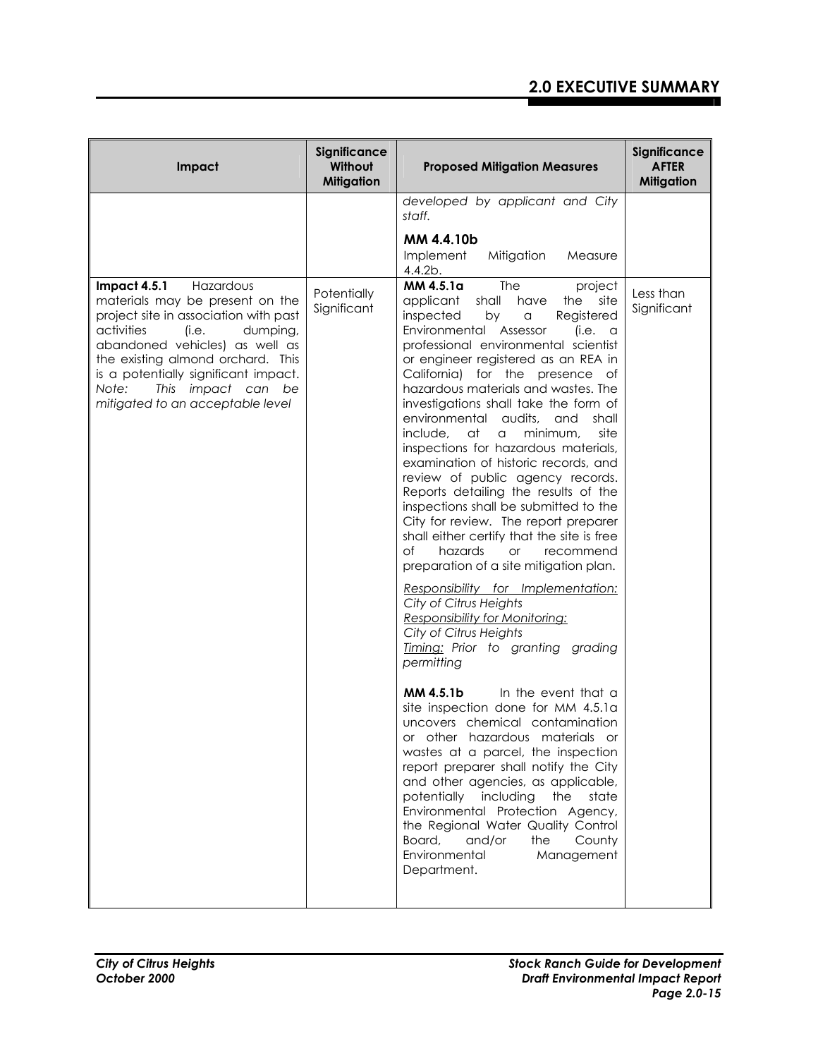| Impact | Significance Without Mitigation | Proposed Mitigation Measures | Significance AFTER Mitigation |
|---|---|---|---|
| | | *developed by applicant and City staff.*<br><br>**MM 4.4.10b**<br>Implement Mitigation Measure 4.4.2b. | |
| **Impact 4.5.1** Hazardous materials may be present on the project site in association with past activities (i.e. dumping, abandoned vehicles) as well as the existing almond orchard. This is a potentially significant impact. *Note: This impact can be mitigated to an acceptable level* | Potentially Significant | **MM 4.5.1a** The project applicant shall have the site inspected by a Registered Environmental Assessor (i.e. a professional environmental scientist or engineer registered as an REA in California) for the presence of hazardous materials and wastes. The investigations shall take the form of environmental audits, and shall include, at a minimum, site inspections for hazardous materials, examination of historic records, and review of public agency records. Reports detailing the results of the inspections shall be submitted to the City for review. The report preparer shall either certify that the site is free of hazards or recommend preparation of a site mitigation plan.<br><br>*Responsibility for Implementation:* *City of Citrus Heights*<br>*Responsibility for Monitoring:* *City of Citrus Heights*<br>*Timing: Prior to granting grading permitting*<br><br>**MM 4.5.1b** In the event that a site inspection done for MM 4.5.1a uncovers chemical contamination or other hazardous materials or wastes at a parcel, the inspection report preparer shall notify the City and other agencies, as applicable, potentially including the state Environmental Protection Agency, the Regional Water Quality Control Board, and/or the County Environmental Management Department. | Less than Significant |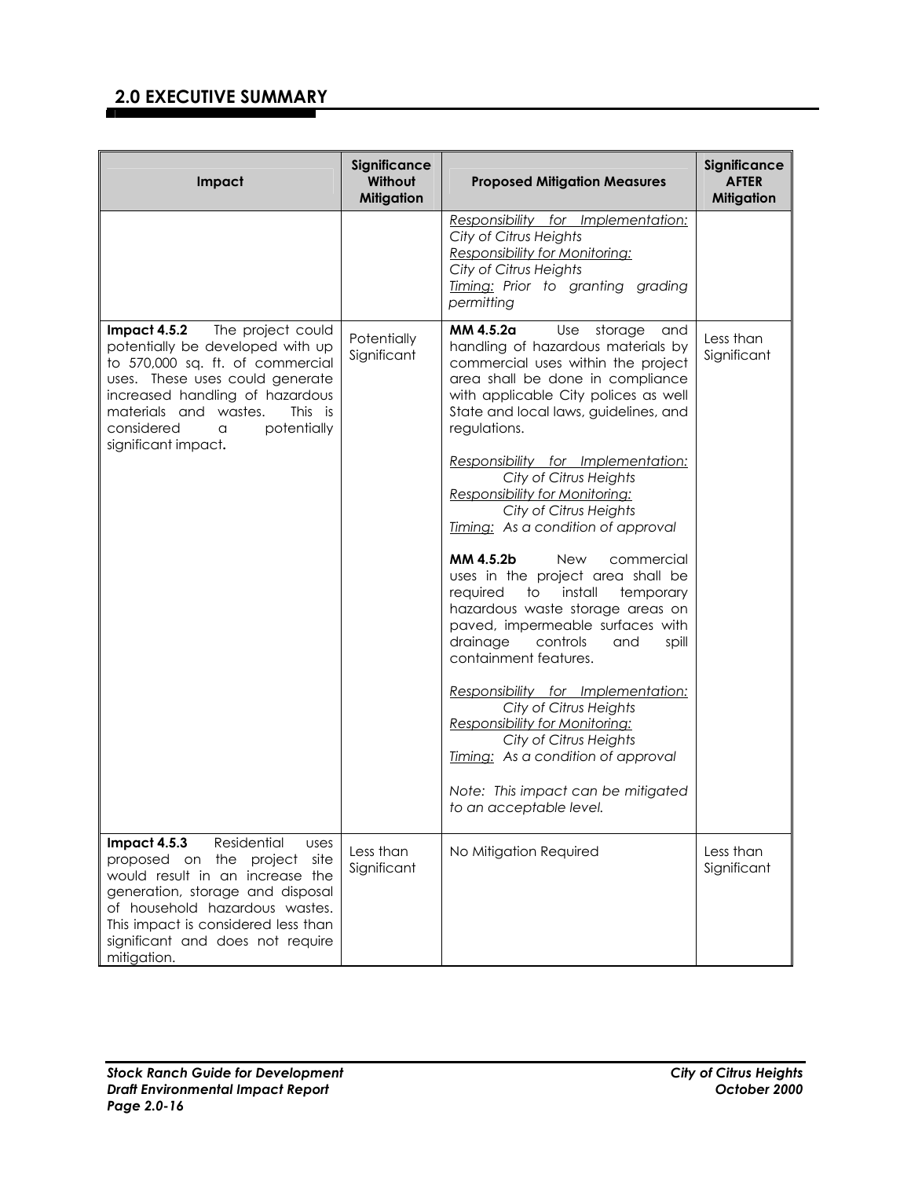## 2.0 EXECUTIVE SUMMARY

| Impact | Significance Without Mitigation | Proposed Mitigation Measures | Significance AFTER Mitigation |
|---|---|---|---|
| | | Responsibility for Implementation: *City of Citrus Heights*<br>Responsibility for Monitoring: *City of Citrus Heights*<br>Timing: *Prior to granting grading permitting* | |
| **Impact 4.5.2** The project could potentially be developed with up to 570,000 sq. ft. of commercial uses. These uses could generate increased handling of hazardous materials and wastes. This is considered a potentially significant impact**.** | Potentially Significant | **MM 4.5.2a** Use storage and handling of hazardous materials by commercial uses within the project area shall be done in compliance with applicable City polices as well State and local laws, guidelines, and regulations.<br><br>Responsibility for Implementation: *City of Citrus Heights*<br>Responsibility for Monitoring: *City of Citrus Heights*<br>Timing: *As a condition of approval*<br><br>**MM 4.5.2b** New commercial uses in the project area shall be required to install temporary hazardous waste storage areas on paved, impermeable surfaces with drainage controls and spill containment features.<br><br>Responsibility for Implementation: *City of Citrus Heights*<br>Responsibility for Monitoring: *City of Citrus Heights*<br>Timing: *As a condition of approval*<br><br>*Note: This impact can be mitigated to an acceptable level.* | Less than Significant |
| **Impact 4.5.3** Residential uses proposed on the project site would result in an increase the generation, storage and disposal of household hazardous wastes. This impact is considered less than significant and does not require mitigation. | Less than Significant | No Mitigation Required | Less than Significant |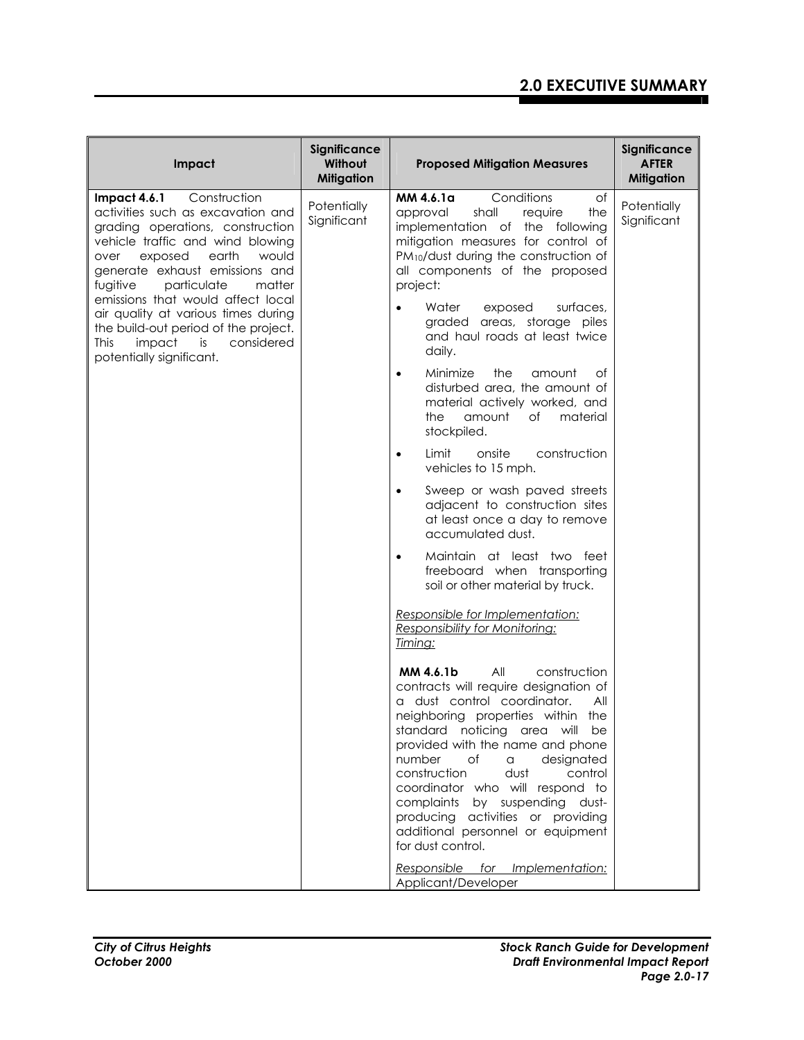| Impact | Significance Without Mitigation | Proposed Mitigation Measures | Significance AFTER Mitigation |
|---|---|---|---|
| **Impact 4.6.1** Construction activities such as excavation and grading operations, construction vehicle traffic and wind blowing over exposed earth would generate exhaust emissions and fugitive particulate matter emissions that would affect local air quality at various times during the build-out period of the project. This impact is considered potentially significant. | Potentially Significant | **MM 4.6.1a** Conditions of approval shall require the implementation of the following mitigation measures for control of $PM_{10}$/dust during the construction of all components of the proposed project:<br>• Water exposed surfaces, graded areas, storage piles and haul roads at least twice daily.<br>• Minimize the amount of disturbed area, the amount of material actively worked, and the amount of material stockpiled.<br>• Limit onsite construction vehicles to 15 mph.<br>• Sweep or wash paved streets adjacent to construction sites at least once a day to remove accumulated dust.<br>• Maintain at least two feet freeboard when transporting soil or other material by truck.<br><br>_Responsible for Implementation:_<br>_Responsibility for Monitoring:_<br>_Timing:_<br><br>**MM 4.6.1b** All construction contracts will require designation of a dust control coordinator. All neighboring properties within the standard noticing area will be provided with the name and phone number of a designated construction dust control coordinator who will respond to complaints by suspending dust-producing activities or providing additional personnel or equipment for dust control.<br><br>_Responsible for Implementation:_ Applicant/Developer | Potentially Significant |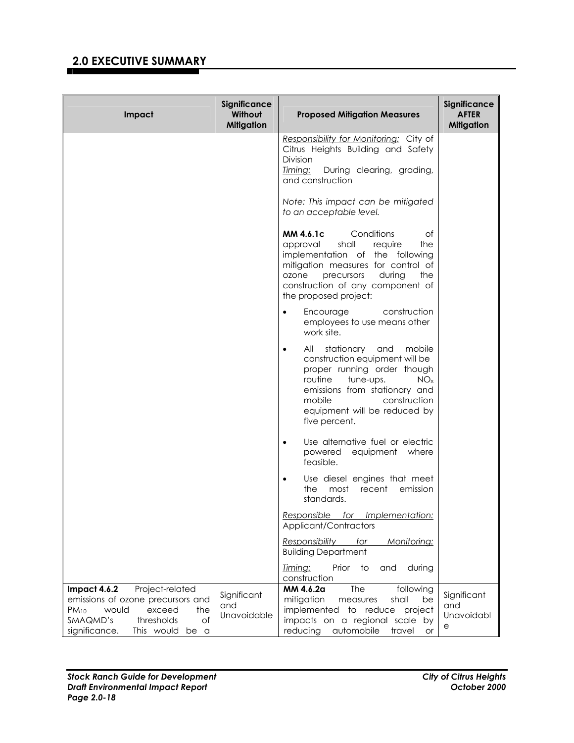## 2.0 EXECUTIVE SUMMARY

| Impact | Significance Without Mitigation | Proposed Mitigation Measures | Significance AFTER Mitigation |
|---|---|---|---|
| | | Responsibility for Monitoring: City of Citrus Heights Building and Safety Division<br>Timing: During clearing, grading, and construction<br><br>*Note: This impact can be mitigated to an acceptable level.*<br><br>**MM 4.6.1c** Conditions of approval shall require the implementation of the following mitigation measures for control of ozone precursors during the construction of any component of the proposed project:<br>• Encourage construction employees to use means other work site.<br>• All stationary and mobile construction equipment will be proper running order though routine tune-ups. $NO_x$ emissions from stationary and mobile construction equipment will be reduced by five percent.<br>• Use alternative fuel or electric powered equipment where feasible.<br>• Use diesel engines that meet the most recent emission standards.<br><br>Responsible for Implementation: Applicant/Contractors<br><br>Responsibility for Monitoring: Building Department<br><br>Timing: Prior to and during construction | |
| **Impact 4.6.2** Project-related emissions of ozone precursors and $PM_{10}$ would exceed the SMAQMD's thresholds of significance. This would be a | Significant and Unavoidable | **MM 4.6.2a** The following mitigation measures shall be implemented to reduce project impacts on a regional scale by reducing automobile travel or | Significant and Unavoidable |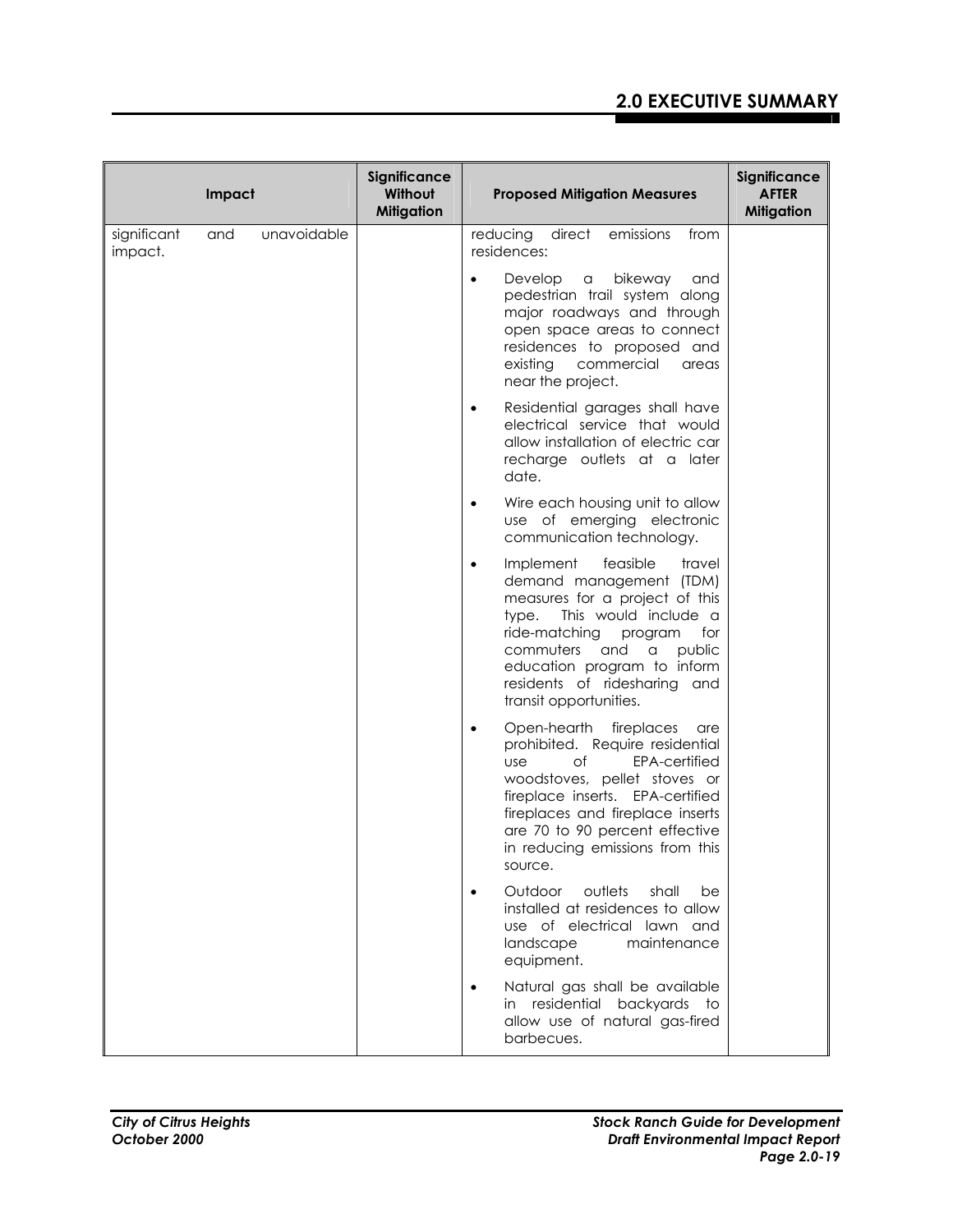| Impact | Significance Without Mitigation | Proposed Mitigation Measures | Significance AFTER Mitigation |
|---|---|---|---|
| significant and unavoidable impact. | | reducing direct emissions from residences:<br>• Develop a bikeway and pedestrian trail system along major roadways and through open space areas to connect residences to proposed and existing commercial areas near the project.<br>• Residential garages shall have electrical service that would allow installation of electric car recharge outlets at a later date.<br>• Wire each housing unit to allow use of emerging electronic communication technology.<br>• Implement feasible travel demand management (TDM) measures for a project of this type. This would include a ride-matching program for commuters and a public education program to inform residents of ridesharing and transit opportunities.<br>• Open-hearth fireplaces are prohibited. Require residential use of EPA-certified woodstoves, pellet stoves or fireplace inserts. EPA-certified fireplaces and fireplace inserts are 70 to 90 percent effective in reducing emissions from this source.<br>• Outdoor outlets shall be installed at residences to allow use of electrical lawn and landscape maintenance equipment.<br>• Natural gas shall be available in residential backyards to allow use of natural gas-fired barbecues. | |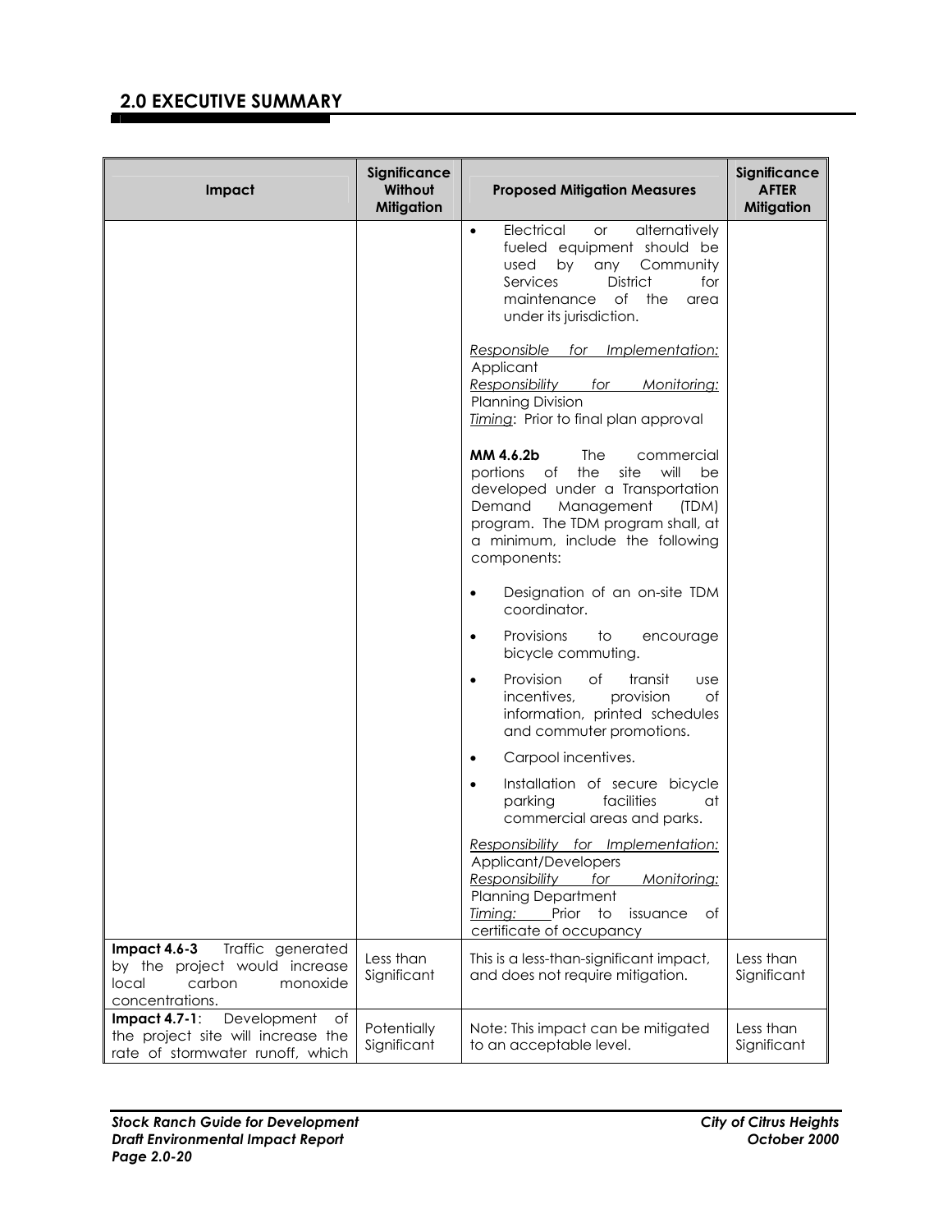## 2.0 EXECUTIVE SUMMARY

| Impact | Significance Without Mitigation | Proposed Mitigation Measures | Significance AFTER Mitigation |
|---|---|---|---|
| | | • Electrical or alternatively fueled equipment should be used by any Community Services District for maintenance of the area under its jurisdiction.<br><br>_Responsible for Implementation:_ Applicant<br>_Responsibility for Monitoring:_ Planning Division<br>_Timing_: Prior to final plan approval<br><br>**MM 4.6.2b** The commercial portions of the site will be developed under a Transportation Demand Management (TDM) program. The TDM program shall, at a minimum, include the following components:<br><br>• Designation of an on-site TDM coordinator.<br>• Provisions to encourage bicycle commuting.<br>• Provision of transit use incentives, provision of information, printed schedules and commuter promotions.<br>• Carpool incentives.<br>• Installation of secure bicycle parking facilities at commercial areas and parks.<br><br>_Responsibility for Implementation:_ Applicant/Developers<br>_Responsibility for Monitoring:_ Planning Department<br>_Timing:_ Prior to issuance of certificate of occupancy | |
| **Impact 4.6-3** Traffic generated by the project would increase local carbon monoxide concentrations. | Less than Significant | This is a less-than-significant impact, and does not require mitigation. | Less than Significant |
| **Impact 4.7-1**: Development of the project site will increase the rate of stormwater runoff, which | Potentially Significant | Note: This impact can be mitigated to an acceptable level. | Less than Significant |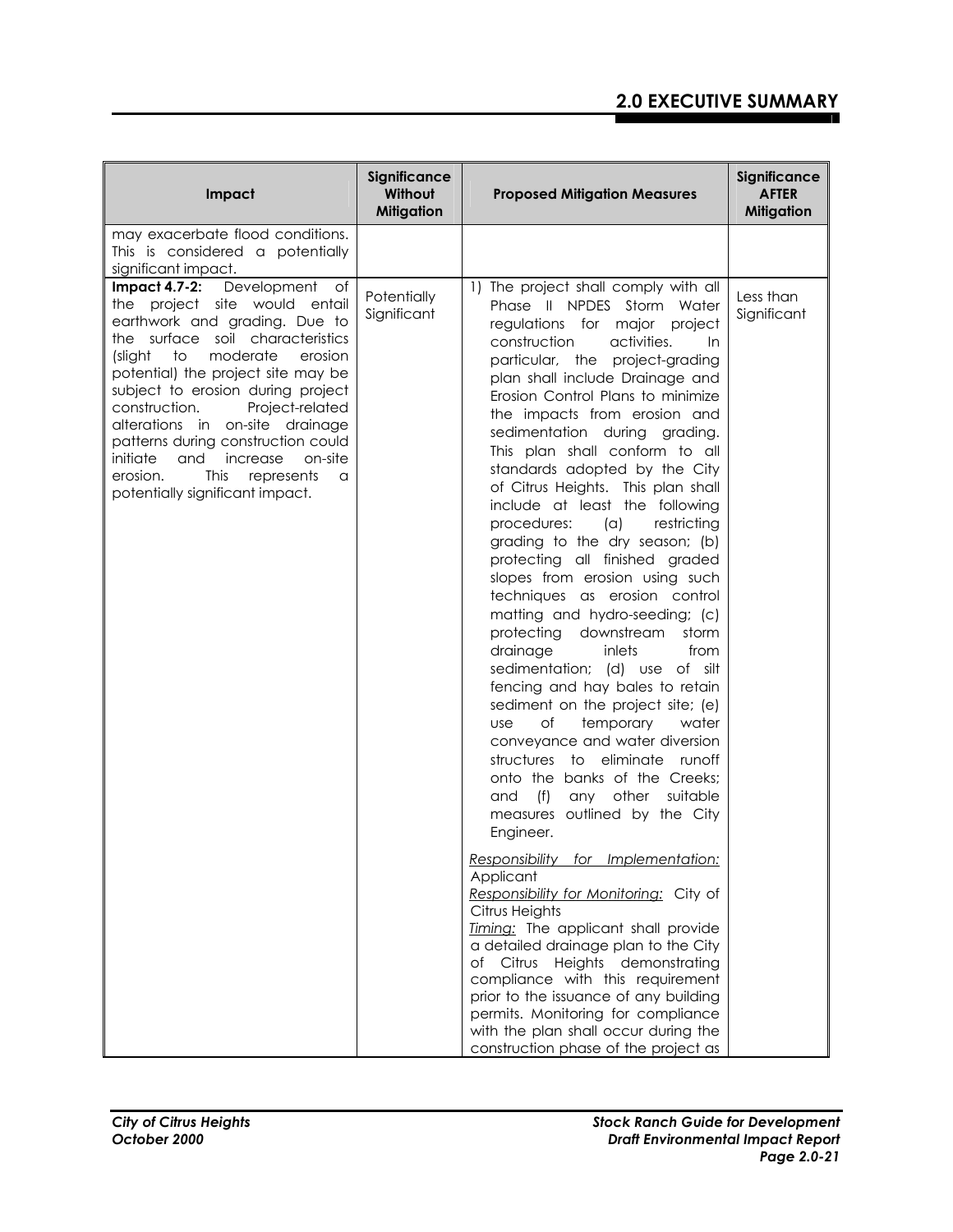| Impact | Significance Without Mitigation | Proposed Mitigation Measures | Significance AFTER Mitigation |
|---|---|---|---|
| may exacerbate flood conditions. This is considered a potentially significant impact. | | | |
| **Impact 4.7-2:** Development of the project site would entail earthwork and grading. Due to the surface soil characteristics (slight to moderate erosion potential) the project site may be subject to erosion during project construction. Project-related alterations in on-site drainage patterns during construction could initiate and increase on-site erosion. This represents a potentially significant impact. | Potentially Significant | 1) The project shall comply with all Phase II NPDES Storm Water regulations for major project construction activities. In particular, the project-grading plan shall include Drainage and Erosion Control Plans to minimize the impacts from erosion and sedimentation during grading. This plan shall conform to all standards adopted by the City of Citrus Heights. This plan shall include at least the following procedures: (a) restricting grading to the dry season; (b) protecting all finished graded slopes from erosion using such techniques as erosion control matting and hydro-seeding; (c) protecting downstream storm drainage inlets from sedimentation; (d) use of silt fencing and hay bales to retain sediment on the project site; (e) use of temporary water conveyance and water diversion structures to eliminate runoff onto the banks of the Creeks; and (f) any other suitable measures outlined by the City Engineer.<br><br>_Responsibility for Implementation:_ Applicant<br>_Responsibility for Monitoring:_ City of Citrus Heights<br>_Timing:_ The applicant shall provide a detailed drainage plan to the City of Citrus Heights demonstrating compliance with this requirement prior to the issuance of any building permits. Monitoring for compliance with the plan shall occur during the construction phase of the project as | Less than Significant |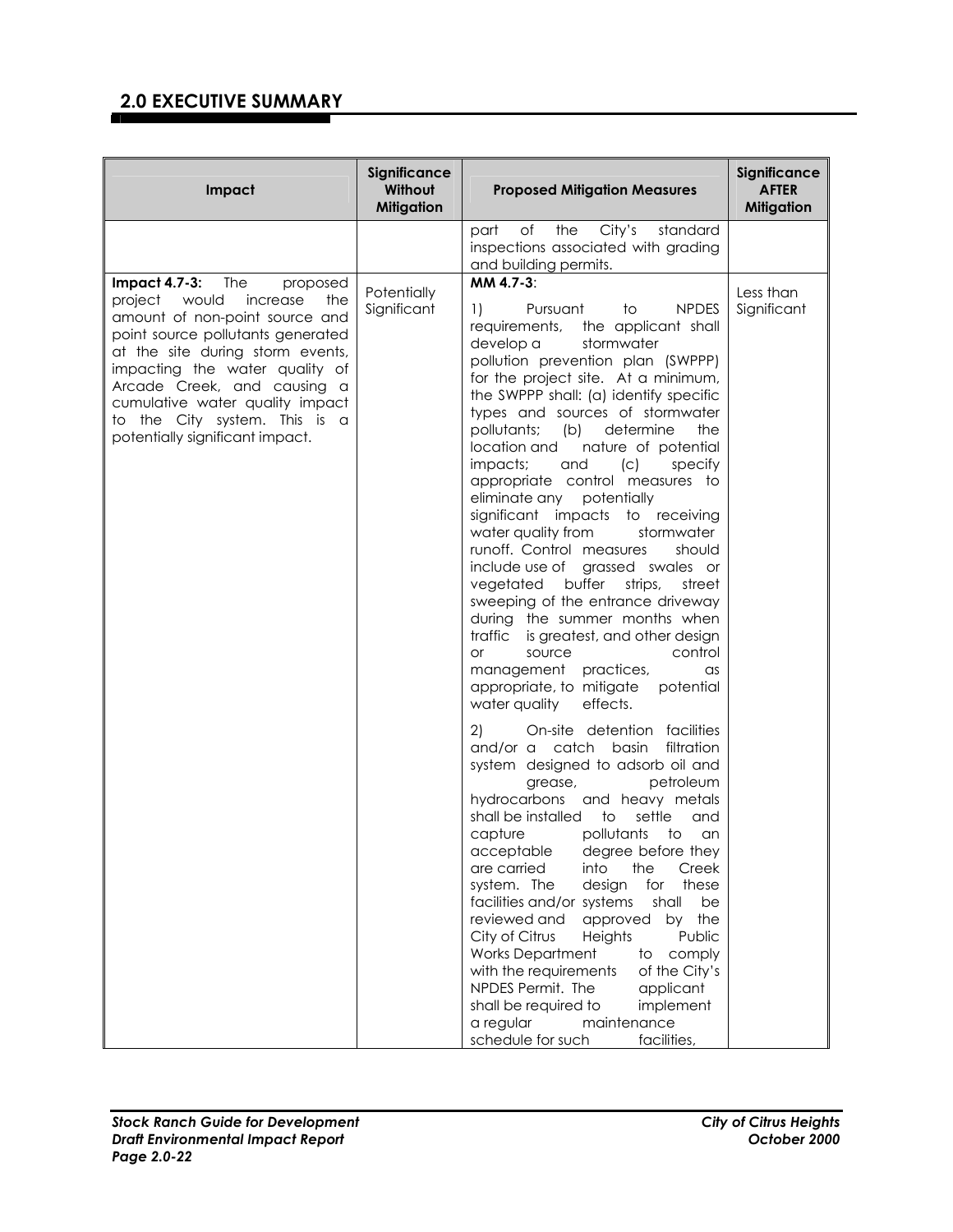## 2.0 EXECUTIVE SUMMARY

| Impact | Significance Without Mitigation | Proposed Mitigation Measures | Significance AFTER Mitigation |
|---|---|---|---|
| | | part of the City's standard inspections associated with grading and building permits. | |
| **Impact 4.7-3:** The proposed project would increase the amount of non-point source and point source pollutants generated at the site during storm events, impacting the water quality of Arcade Creek, and causing a cumulative water quality impact to the City system. This is a potentially significant impact. | Potentially Significant | **MM 4.7-3**:<br><br>1) Pursuant to NPDES requirements, the applicant shall develop a stormwater pollution prevention plan (SWPPP) for the project site. At a minimum, the SWPPP shall: (a) identify specific types and sources of stormwater pollutants; (b) determine the location and nature of potential impacts; and (c) specify appropriate control measures to eliminate any potentially significant impacts to receiving water quality from stormwater runoff. Control measures should include use of grassed swales or vegetated buffer strips, street sweeping of the entrance driveway during the summer months when traffic is greatest, and other design or source control management practices, as appropriate, to mitigate potential water quality effects.<br><br>2) On-site detention facilities and/or a catch basin filtration system designed to adsorb oil and grease, petroleum hydrocarbons and heavy metals shall be installed to settle and capture pollutants to an acceptable degree before they are carried into the Creek system. The design for these facilities and/or systems shall be reviewed and approved by the City of Citrus Heights Public Works Department to comply with the requirements of the City's NPDES Permit. The applicant shall be required to implement a regular maintenance schedule for such facilities, | Less than Significant |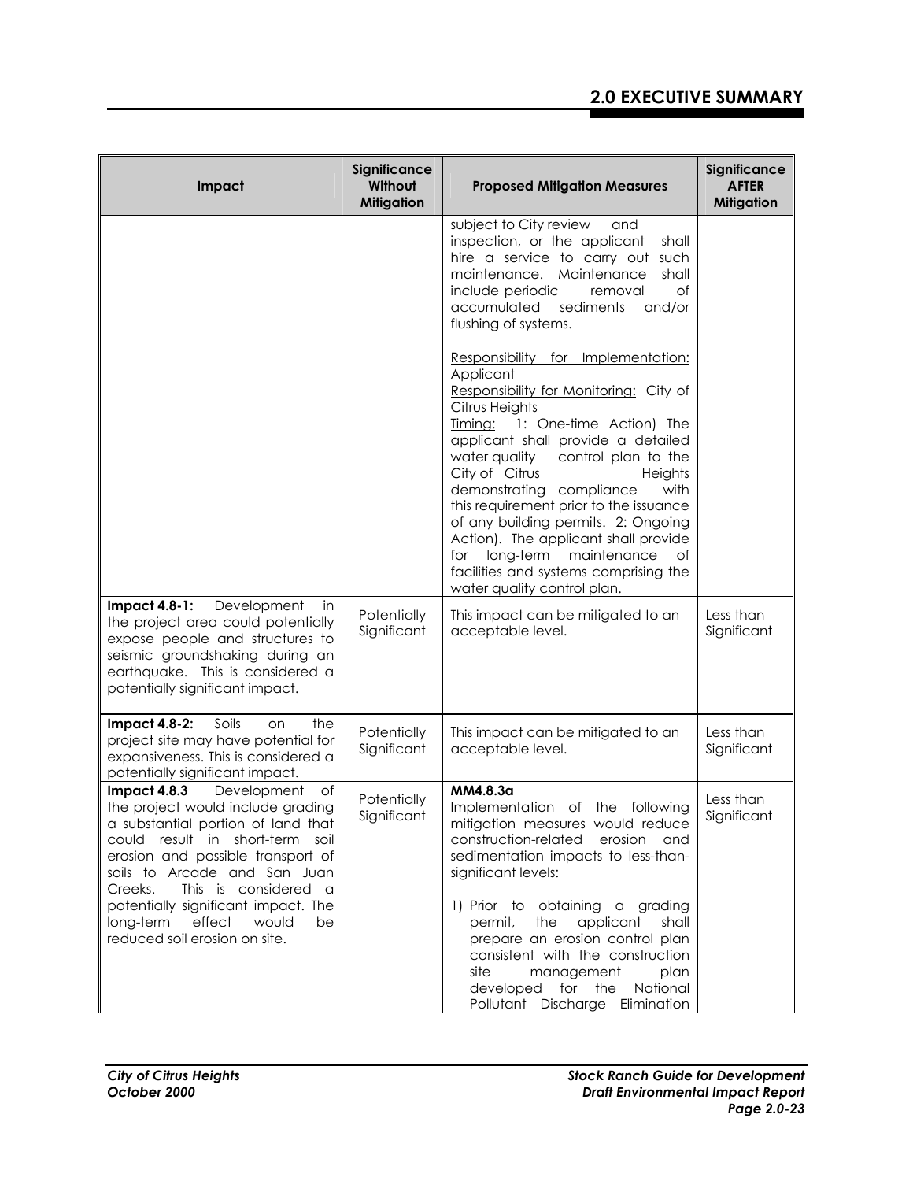| Impact | Significance Without Mitigation | Proposed Mitigation Measures | Significance AFTER Mitigation |
|---|---|---|---|
| | | subject to City review and inspection, or the applicant shall hire a service to carry out such maintenance. Maintenance shall include periodic removal of accumulated sediments and/or flushing of systems.<br><br>Responsibility for Implementation: Applicant<br>Responsibility for Monitoring: City of Citrus Heights<br>Timing: 1: One-time Action) The applicant shall provide a detailed water quality control plan to the City of Citrus Heights demonstrating compliance with this requirement prior to the issuance of any building permits. 2: Ongoing Action). The applicant shall provide for long-term maintenance of facilities and systems comprising the water quality control plan. | |
| **Impact 4.8-1:** Development in the project area could potentially expose people and structures to seismic groundshaking during an earthquake. This is considered a potentially significant impact. | Potentially Significant | This impact can be mitigated to an acceptable level. | Less than Significant |
| **Impact 4.8-2:** Soils on the project site may have potential for expansiveness. This is considered a potentially significant impact. | Potentially Significant | This impact can be mitigated to an acceptable level. | Less than Significant |
| **Impact 4.8.3** Development of the project would include grading a substantial portion of land that could result in short-term soil erosion and possible transport of soils to Arcade and San Juan Creeks. This is considered a potentially significant impact. The long-term effect would be reduced soil erosion on site. | Potentially Significant | **MM4.8.3a**<br>Implementation of the following mitigation measures would reduce construction-related erosion and sedimentation impacts to less-than-significant levels:<br><br>1) Prior to obtaining a grading permit, the applicant shall prepare an erosion control plan consistent with the construction site management plan developed for the National Pollutant Discharge Elimination | Less than Significant |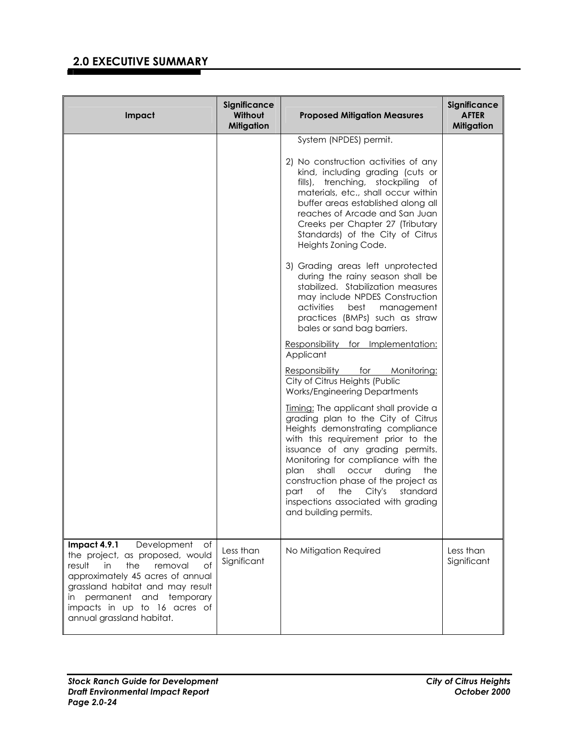## 2.0 EXECUTIVE SUMMARY

| Impact | Significance Without Mitigation | Proposed Mitigation Measures | Significance AFTER Mitigation |
|---|---|---|---|
| | | System (NPDES) permit.<br><br>2) No construction activities of any kind, including grading (cuts or fills), trenching, stockpiling of materials, etc., shall occur within buffer areas established along all reaches of Arcade and San Juan Creeks per Chapter 27 (Tributary Standards) of the City of Citrus Heights Zoning Code.<br><br>3) Grading areas left unprotected during the rainy season shall be stabilized. Stabilization measures may include NPDES Construction activities best management practices (BMPs) such as straw bales or sand bag barriers.<br><br>Responsibility for Implementation: Applicant<br><br>Responsibility for Monitoring: City of Citrus Heights (Public Works/Engineering Departments<br><br>Timing: The applicant shall provide a grading plan to the City of Citrus Heights demonstrating compliance with this requirement prior to the issuance of any grading permits. Monitoring for compliance with the plan shall occur during the construction phase of the project as part of the City's standard inspections associated with grading and building permits. | |
| **Impact 4.9.1** Development of the project, as proposed, would result in the removal of approximately 45 acres of annual grassland habitat and may result in permanent and temporary impacts in up to 16 acres of annual grassland habitat. | Less than Significant | No Mitigation Required | Less than Significant |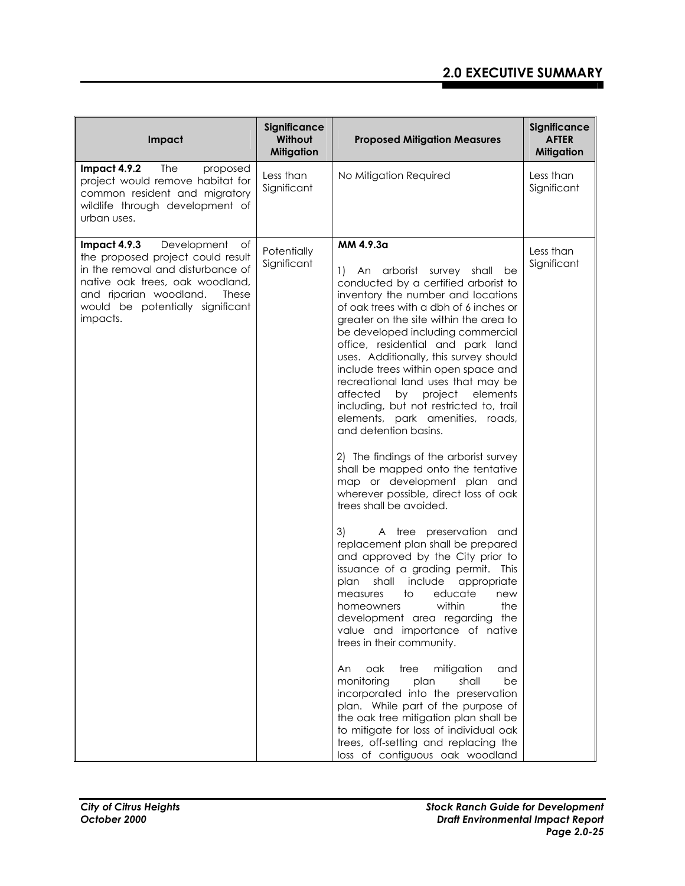| Impact | Significance Without Mitigation | Proposed Mitigation Measures | Significance AFTER Mitigation |
|---|---|---|---|
| **Impact 4.9.2** The proposed project would remove habitat for common resident and migratory wildlife through development of urban uses. | Less than Significant | No Mitigation Required | Less than Significant |
| **Impact 4.9.3** Development of the proposed project could result in the removal and disturbance of native oak trees, oak woodland, and riparian woodland. These would be potentially significant impacts. | Potentially Significant | **MM 4.9.3a**<br><br>1) An arborist survey shall be conducted by a certified arborist to inventory the number and locations of oak trees with a dbh of 6 inches or greater on the site within the area to be developed including commercial office, residential and park land uses. Additionally, this survey should include trees within open space and recreational land uses that may be affected by project elements including, but not restricted to, trail elements, park amenities, roads, and detention basins.<br><br>2) The findings of the arborist survey shall be mapped onto the tentative map or development plan and wherever possible, direct loss of oak trees shall be avoided.<br><br>3) A tree preservation and replacement plan shall be prepared and approved by the City prior to issuance of a grading permit. This plan shall include appropriate measures to educate new homeowners within the development area regarding the value and importance of native trees in their community.<br><br>An oak tree mitigation and monitoring plan shall be incorporated into the preservation plan. While part of the purpose of the oak tree mitigation plan shall be to mitigate for loss of individual oak trees, off-setting and replacing the loss of contiguous oak woodland | Less than Significant |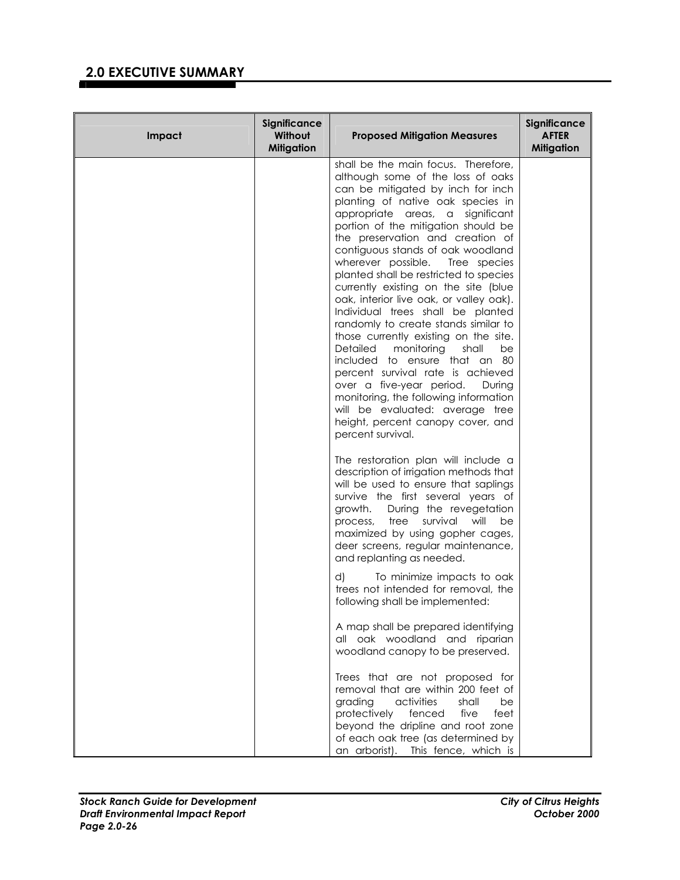## 2.0 EXECUTIVE SUMMARY

| Impact | Significance Without Mitigation | Proposed Mitigation Measures | Significance AFTER Mitigation |
|---|---|---|---|
| | | shall be the main focus. Therefore, although some of the loss of oaks can be mitigated by inch for inch planting of native oak species in appropriate areas, a significant portion of the mitigation should be the preservation and creation of contiguous stands of oak woodland wherever possible. Tree species planted shall be restricted to species currently existing on the site (blue oak, interior live oak, or valley oak). Individual trees shall be planted randomly to create stands similar to those currently existing on the site. Detailed monitoring shall be included to ensure that an 80 percent survival rate is achieved over a five-year period. During monitoring, the following information will be evaluated: average tree height, percent canopy cover, and percent survival.<br><br>The restoration plan will include a description of irrigation methods that will be used to ensure that saplings survive the first several years of growth. During the revegetation process, tree survival will be maximized by using gopher cages, deer screens, regular maintenance, and replanting as needed.<br><br>d) To minimize impacts to oak trees not intended for removal, the following shall be implemented:<br><br>A map shall be prepared identifying all oak woodland and riparian woodland canopy to be preserved.<br><br>Trees that are not proposed for removal that are within 200 feet of grading activities shall be protectively fenced five feet beyond the dripline and root zone of each oak tree (as determined by an arborist). This fence, which is | |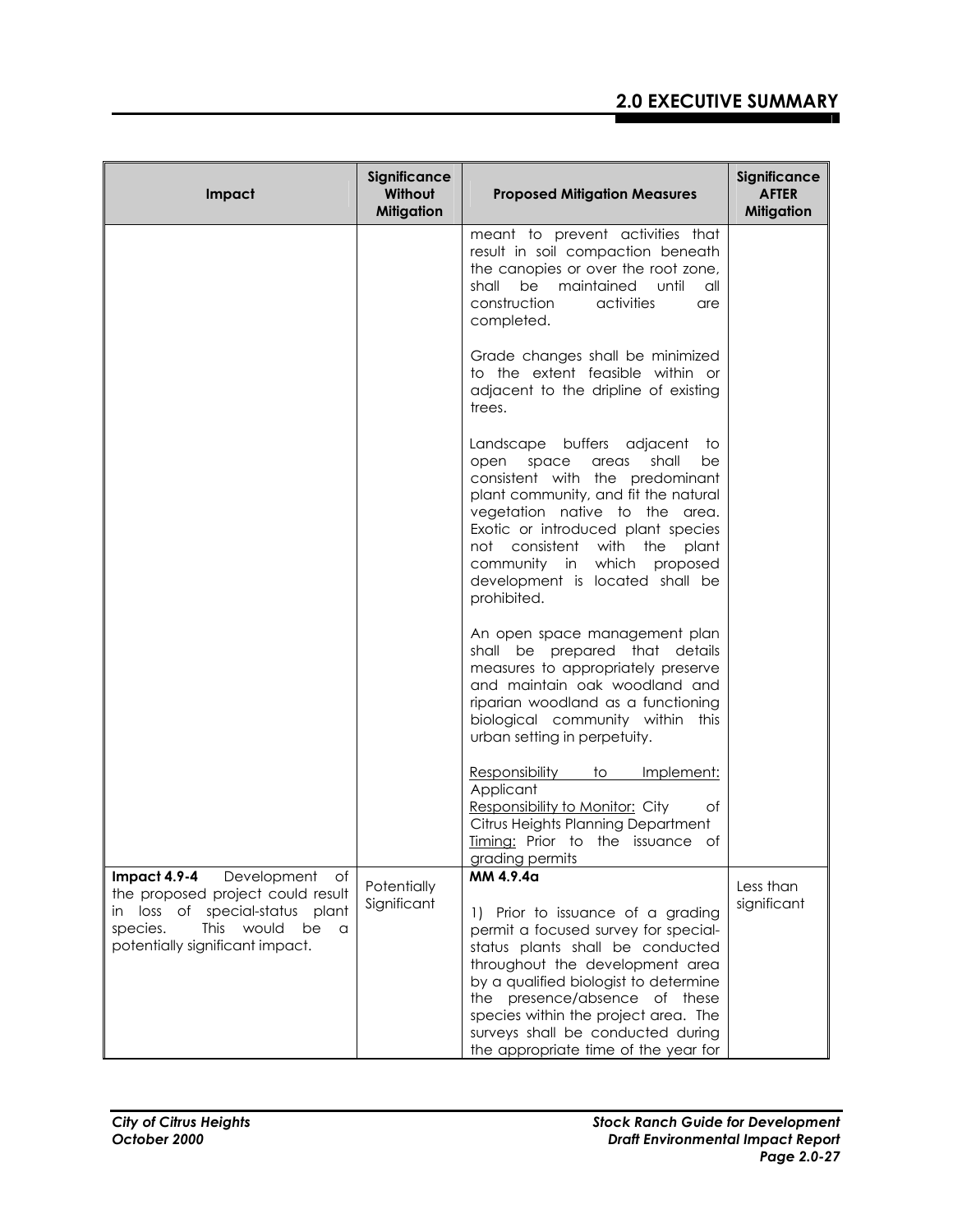| Impact | Significance Without Mitigation | Proposed Mitigation Measures | Significance AFTER Mitigation |
|---|---|---|---|
| | | meant to prevent activities that result in soil compaction beneath the canopies or over the root zone, shall be maintained until all construction activities are completed.<br><br>Grade changes shall be minimized to the extent feasible within or adjacent to the dripline of existing trees.<br><br>Landscape buffers adjacent to open space areas shall be consistent with the predominant plant community, and fit the natural vegetation native to the area. Exotic or introduced plant species not consistent with the plant community in which proposed development is located shall be prohibited.<br><br>An open space management plan shall be prepared that details measures to appropriately preserve and maintain oak woodland and riparian woodland as a functioning biological community within this urban setting in perpetuity.<br><br><u>Responsibility to Implement:</u> Applicant<br><u>Responsibility to Monitor:</u> City of Citrus Heights Planning Department<br><u>Timing:</u> Prior to the issuance of grading permits | |
| **Impact 4.9-4** Development of the proposed project could result in loss of special-status plant species. This would be a potentially significant impact. | Potentially Significant | **MM 4.9.4a**<br><br>1) Prior to issuance of a grading permit a focused survey for special-status plants shall be conducted throughout the development area by a qualified biologist to determine the presence/absence of these species within the project area. The surveys shall be conducted during the appropriate time of the year for | Less than significant |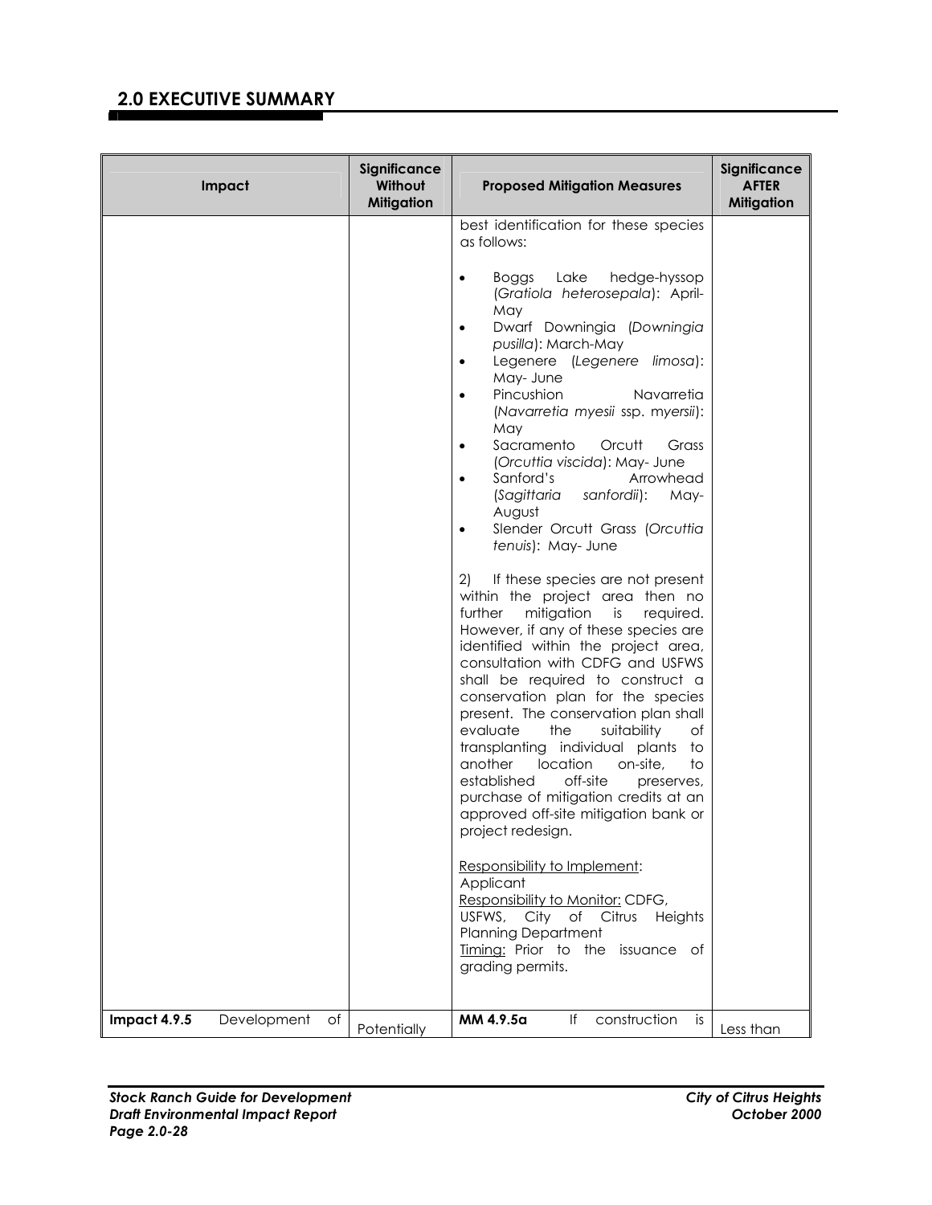## 2.0 EXECUTIVE SUMMARY

| Impact | Significance Without Mitigation | Proposed Mitigation Measures | Significance AFTER Mitigation |
|---|---|---|---|
| | | best identification for these species as follows:<br><br>• Boggs Lake hedge-hyssop (*Gratiola heterosepala*): April-May<br>• Dwarf Downingia (*Downingia pusilla*): March-May<br>• Legenere (*Legenere limosa*): May- June<br>• Pincushion Navarretia (*Navarretia myesii* ssp. *myersii*): May<br>• Sacramento Orcutt Grass (*Orcuttia viscida*): May- June<br>• Sanford's Arrowhead (*Sagittaria sanfordii*): May-August<br>• Slender Orcutt Grass (*Orcuttia tenuis*): May- June<br><br>2) If these species are not present within the project area then no further mitigation is required. However, if any of these species are identified within the project area, consultation with CDFG and USFWS shall be required to construct a conservation plan for the species present. The conservation plan shall evaluate the suitability of transplanting individual plants to another location on-site, to established off-site preserves, purchase of mitigation credits at an approved off-site mitigation bank or project redesign.<br><br>Responsibility to Implement: Applicant<br>Responsibility to Monitor: CDFG, USFWS, City of Citrus Heights Planning Department<br>Timing: Prior to the issuance of grading permits. | |
| **Impact 4.9.5** Development of | Potentially | **MM 4.9.5a** If construction is | Less than |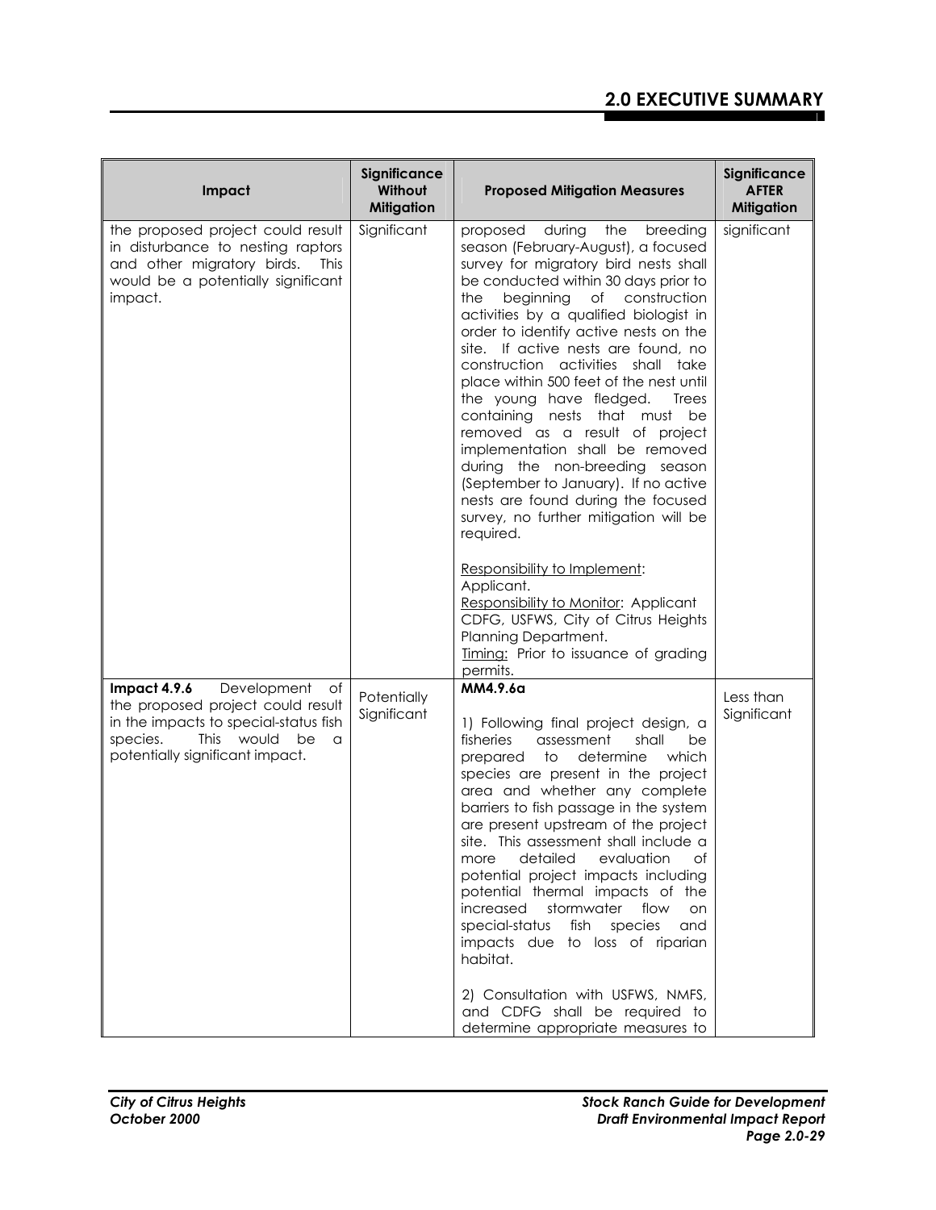| Impact | Significance Without Mitigation | Proposed Mitigation Measures | Significance AFTER Mitigation |
|---|---|---|---|
| the proposed project could result in disturbance to nesting raptors and other migratory birds. This would be a potentially significant impact. | Significant | proposed during the breeding season (February-August), a focused survey for migratory bird nests shall be conducted within 30 days prior to the beginning of construction activities by a qualified biologist in order to identify active nests on the site. If active nests are found, no construction activities shall take place within 500 feet of the nest until the young have fledged. Trees containing nests that must be removed as a result of project implementation shall be removed during the non-breeding season (September to January). If no active nests are found during the focused survey, no further mitigation will be required.<br><br>Responsibility to Implement: Applicant.<br>Responsibility to Monitor: Applicant CDFG, USFWS, City of Citrus Heights Planning Department.<br>Timing: Prior to issuance of grading permits. | significant |
| **Impact 4.9.6** Development of the proposed project could result in the impacts to special-status fish species. This would be a potentially significant impact. | Potentially Significant | **MM4.9.6a**<br><br>1) Following final project design, a fisheries assessment shall be prepared to determine which species are present in the project area and whether any complete barriers to fish passage in the system are present upstream of the project site. This assessment shall include a more detailed evaluation of potential project impacts including potential thermal impacts of the increased stormwater flow on special-status fish species and impacts due to loss of riparian habitat.<br><br>2) Consultation with USFWS, NMFS, and CDFG shall be required to determine appropriate measures to | Less than Significant |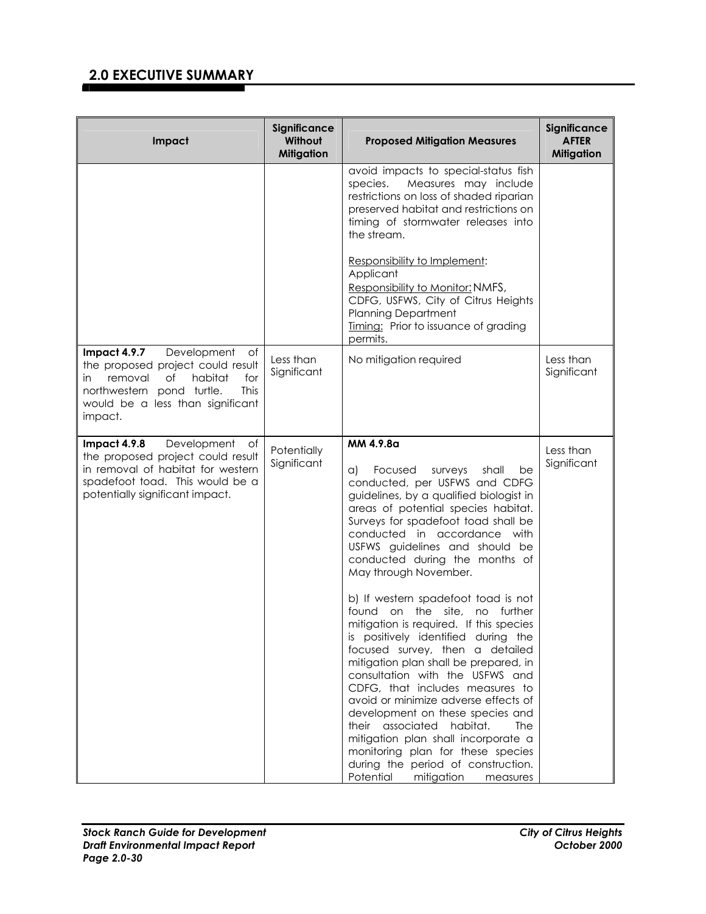## 2.0 EXECUTIVE SUMMARY

| Impact | Significance Without Mitigation | Proposed Mitigation Measures | Significance AFTER Mitigation |
|---|---|---|---|
| | | avoid impacts to special-status fish species. Measures may include restrictions on loss of shaded riparian preserved habitat and restrictions on timing of stormwater releases into the stream.<br><br><u>Responsibility to Implement</u>: Applicant<br><u>Responsibility to Monitor:</u> NMFS, CDFG, USFWS, City of Citrus Heights Planning Department<br><u>Timing:</u> Prior to issuance of grading permits. | |
| **Impact 4.9.7** Development of the proposed project could result in removal of habitat for northwestern pond turtle. This would be a less than significant impact. | Less than Significant | No mitigation required | Less than Significant |
| **Impact 4.9.8** Development of the proposed project could result in removal of habitat for western spadefoot toad. This would be a potentially significant impact. | Potentially Significant | **MM 4.9.8a**<br><br>a) Focused surveys shall be conducted, per USFWS and CDFG guidelines, by a qualified biologist in areas of potential species habitat. Surveys for spadefoot toad shall be conducted in accordance with USFWS guidelines and should be conducted during the months of May through November.<br><br>b) If western spadefoot toad is not found on the site, no further mitigation is required. If this species is positively identified during the focused survey, then a detailed mitigation plan shall be prepared, in consultation with the USFWS and CDFG, that includes measures to avoid or minimize adverse effects of development on these species and their associated habitat. The mitigation plan shall incorporate a monitoring plan for these species during the period of construction. Potential mitigation measures | Less than Significant |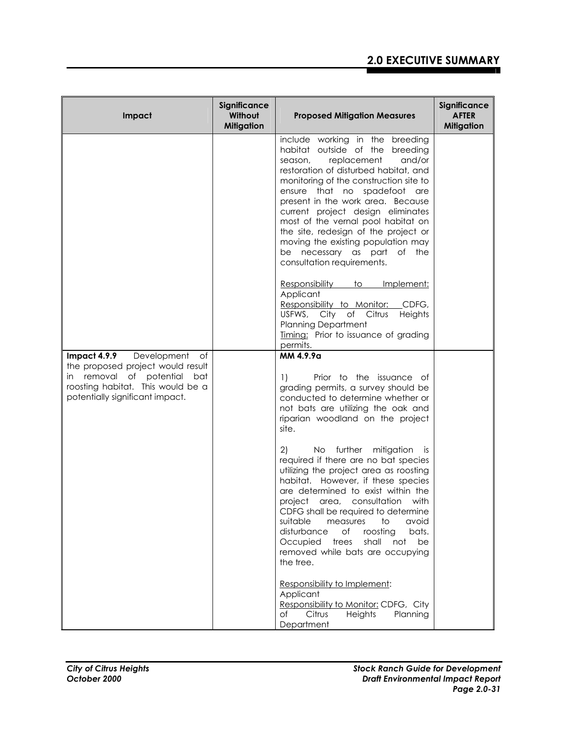| Impact | Significance Without Mitigation | Proposed Mitigation Measures | Significance AFTER Mitigation |
|---|---|---|---|
| | | include working in the breeding habitat outside of the breeding season, replacement and/or restoration of disturbed habitat, and monitoring of the construction site to ensure that no spadefoot are present in the work area. Because current project design eliminates most of the vernal pool habitat on the site, redesign of the project or moving the existing population may be necessary as part of the consultation requirements.<br><br>Responsibility to Implement: Applicant<br>Responsibility to Monitor: CDFG, USFWS, City of Citrus Heights Planning Department<br>Timing: Prior to issuance of grading permits. | |
| **Impact 4.9.9** Development of the proposed project would result in removal of potential bat roosting habitat. This would be a potentially significant impact. | | **MM 4.9.9a**<br><br>1) Prior to the issuance of grading permits, a survey should be conducted to determine whether or not bats are utilizing the oak and riparian woodland on the project site.<br><br>2) No further mitigation is required if there are no bat species utilizing the project area as roosting habitat. However, if these species are determined to exist within the project area, consultation with CDFG shall be required to determine suitable measures to avoid disturbance of roosting bats. Occupied trees shall not be removed while bats are occupying the tree.<br><br>Responsibility to Implement: Applicant<br>Responsibility to Monitor: CDFG, City of Citrus Heights Planning Department | |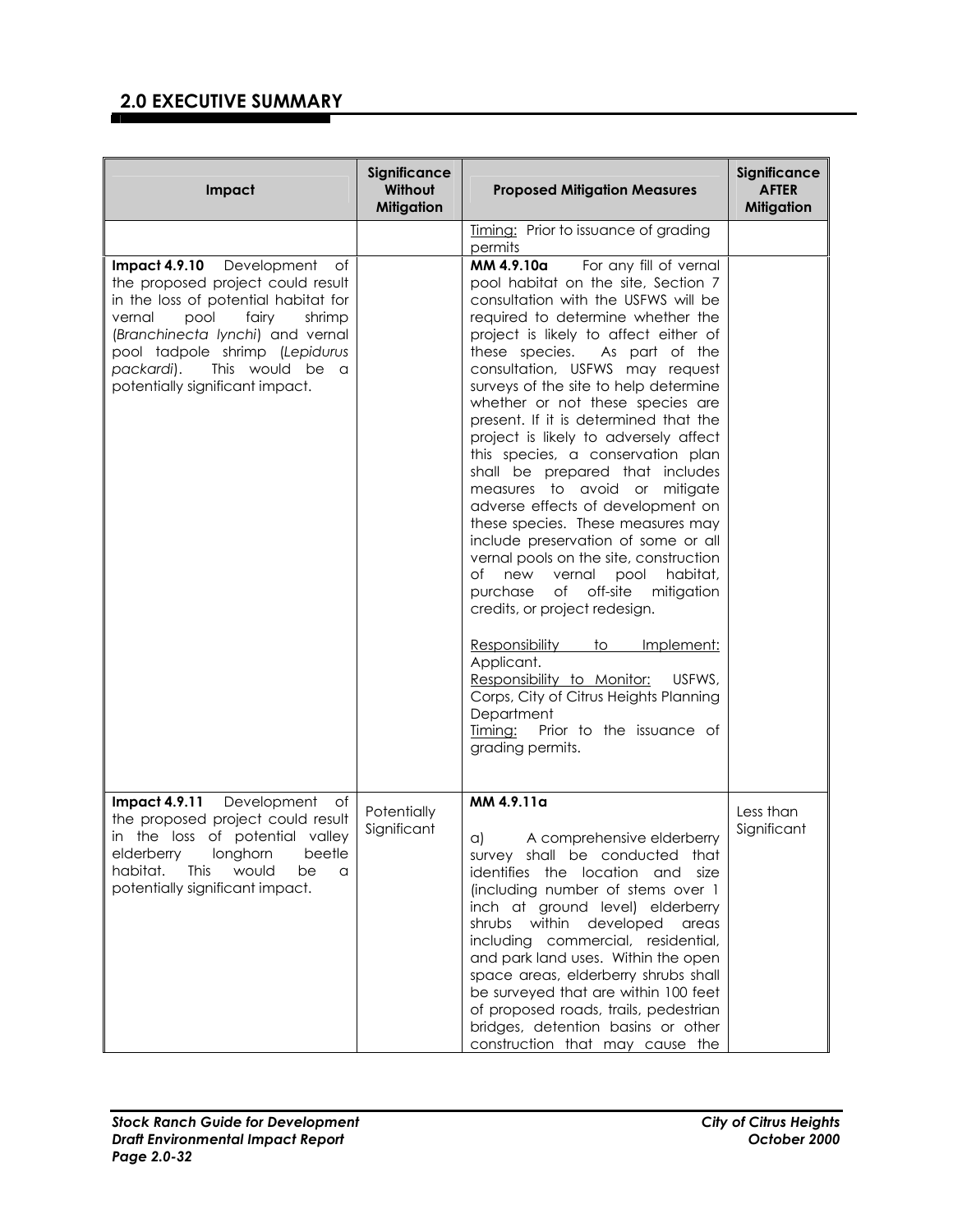## 2.0 EXECUTIVE SUMMARY

| Impact | Significance Without Mitigation | Proposed Mitigation Measures | Significance AFTER Mitigation |
|---|---|---|---|
| | | Timing: Prior to issuance of grading permits | |
| **Impact 4.9.10** Development of the proposed project could result in the loss of potential habitat for vernal pool fairy shrimp (*Branchinecta lynchi*) and vernal pool tadpole shrimp (*Lepidurus packardi*). This would be a potentially significant impact. | | **MM 4.9.10a** For any fill of vernal pool habitat on the site, Section 7 consultation with the USFWS will be required to determine whether the project is likely to affect either of these species. As part of the consultation, USFWS may request surveys of the site to help determine whether or not these species are present. If it is determined that the project is likely to adversely affect this species, a conservation plan shall be prepared that includes measures to avoid or mitigate adverse effects of development on these species. These measures may include preservation of some or all vernal pools on the site, construction of new vernal pool habitat, purchase of off-site mitigation credits, or project redesign.<br><br>Responsibility to Implement: Applicant.<br>Responsibility to Monitor: USFWS, Corps, City of Citrus Heights Planning Department<br>Timing: Prior to the issuance of grading permits. | |
| **Impact 4.9.11** Development of the proposed project could result in the loss of potential valley elderberry longhorn beetle habitat. This would be a potentially significant impact. | Potentially Significant | **MM 4.9.11a**<br><br>a) A comprehensive elderberry survey shall be conducted that identifies the location and size (including number of stems over 1 inch at ground level) elderberry shrubs within developed areas including commercial, residential, and park land uses. Within the open space areas, elderberry shrubs shall be surveyed that are within 100 feet of proposed roads, trails, pedestrian bridges, detention basins or other construction that may cause the | Less than Significant |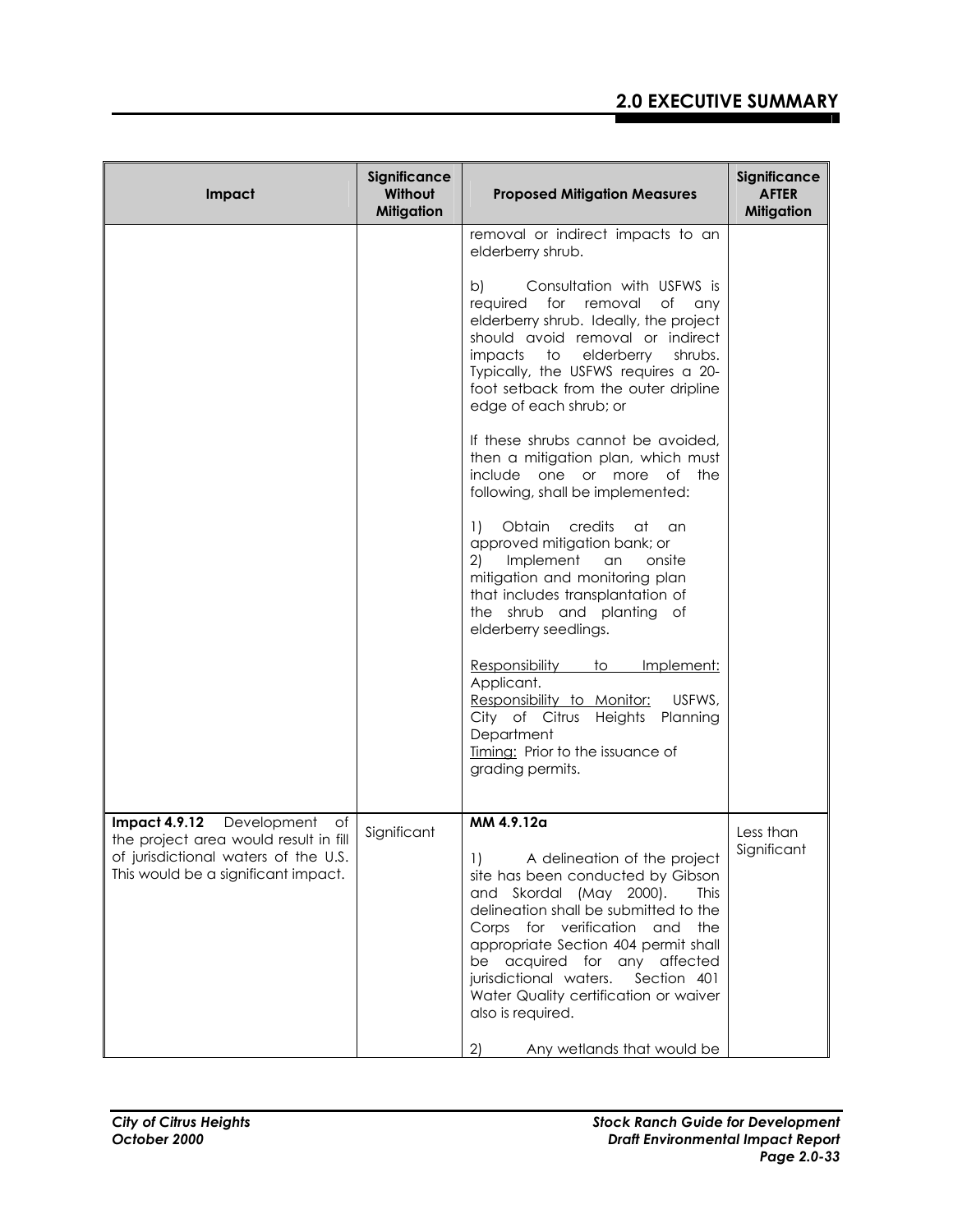| Impact | Significance Without Mitigation | Proposed Mitigation Measures | Significance AFTER Mitigation |
|---|---|---|---|
| | | removal or indirect impacts to an elderberry shrub.<br><br>b) Consultation with USFWS is required for removal of any elderberry shrub. Ideally, the project should avoid removal or indirect impacts to elderberry shrubs. Typically, the USFWS requires a 20-foot setback from the outer dripline edge of each shrub; or<br><br>If these shrubs cannot be avoided, then a mitigation plan, which must include one or more of the following, shall be implemented:<br><br>1) Obtain credits at an approved mitigation bank; or<br>2) Implement an onsite mitigation and monitoring plan that includes transplantation of the shrub and planting of elderberry seedlings.<br><br><u>Responsibility to Implement:</u> Applicant.<br><u>Responsibility to Monitor:</u> USFWS, City of Citrus Heights Planning Department<br><u>Timing:</u> Prior to the issuance of grading permits. | |
| **Impact 4.9.12** Development of the project area would result in fill of jurisdictional waters of the U.S. This would be a significant impact. | Significant | **MM 4.9.12a**<br><br>1) A delineation of the project site has been conducted by Gibson and Skordal (May 2000). This delineation shall be submitted to the Corps for verification and the appropriate Section 404 permit shall be acquired for any affected jurisdictional waters. Section 401 Water Quality certification or waiver also is required.<br><br>2) Any wetlands that would be | Less than Significant |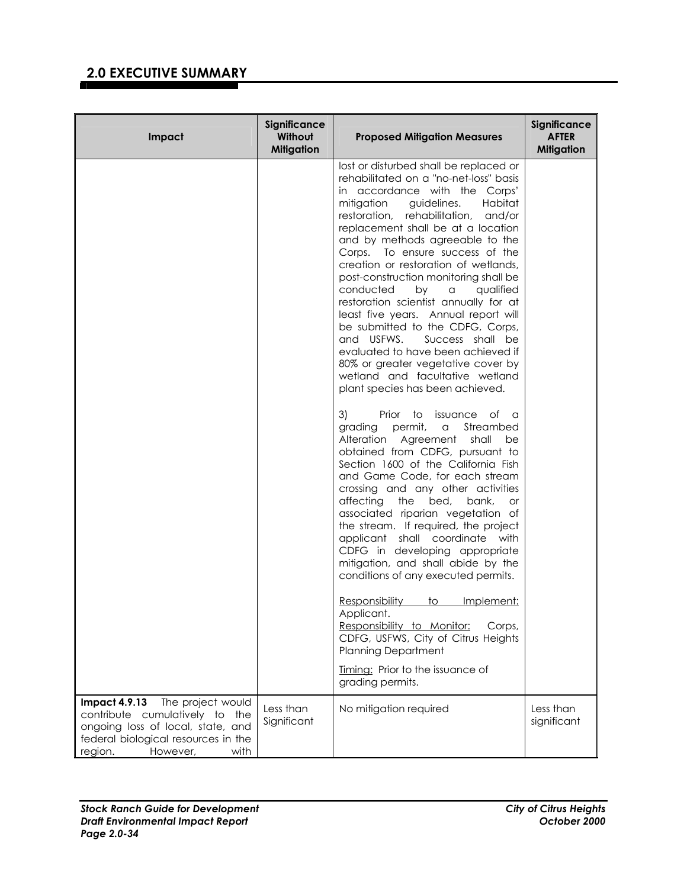## 2.0 EXECUTIVE SUMMARY

| Impact | Significance Without Mitigation | Proposed Mitigation Measures | Significance AFTER Mitigation |
|---|---|---|---|
| | | lost or disturbed shall be replaced or rehabilitated on a "no-net-loss" basis in accordance with the Corps' mitigation guidelines. Habitat restoration, rehabilitation, and/or replacement shall be at a location and by methods agreeable to the Corps. To ensure success of the creation or restoration of wetlands, post-construction monitoring shall be conducted by a qualified restoration scientist annually for at least five years. Annual report will be submitted to the CDFG, Corps, and USFWS. Success shall be evaluated to have been achieved if 80% or greater vegetative cover by wetland and facultative wetland plant species has been achieved.<br><br>3) Prior to issuance of a grading permit, a Streambed Alteration Agreement shall be obtained from CDFG, pursuant to Section 1600 of the California Fish and Game Code, for each stream crossing and any other activities affecting the bed, bank, or associated riparian vegetation of the stream. If required, the project applicant shall coordinate with CDFG in developing appropriate mitigation, and shall abide by the conditions of any executed permits.<br><br>Responsibility to Implement: Applicant.<br>Responsibility to Monitor: Corps, CDFG, USFWS, City of Citrus Heights Planning Department<br><br>Timing: Prior to the issuance of grading permits. | |
| **Impact 4.9.13** The project would contribute cumulatively to the ongoing loss of local, state, and federal biological resources in the region. However, with | Less than Significant | No mitigation required | Less than significant |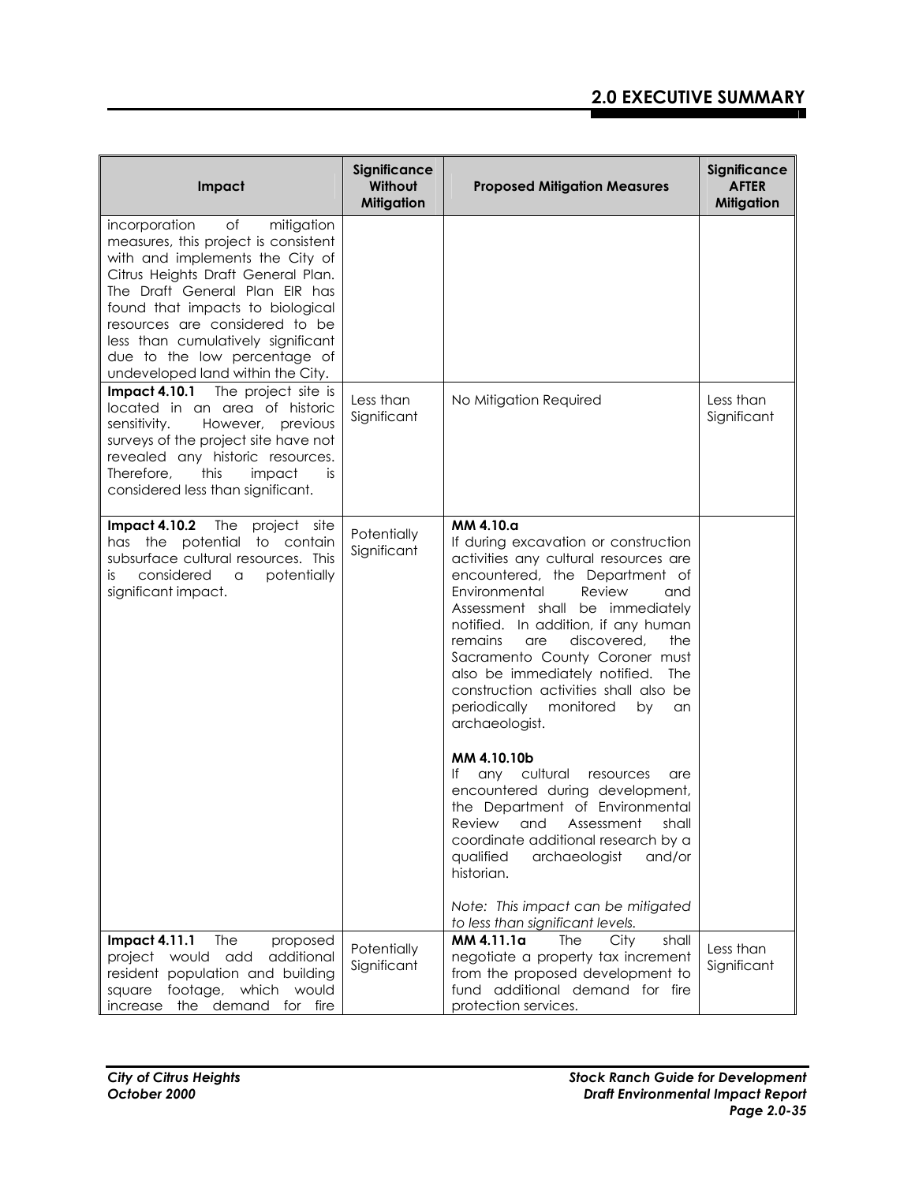| Impact | Significance Without Mitigation | Proposed Mitigation Measures | Significance AFTER Mitigation |
|---|---|---|---|
| incorporation of mitigation measures, this project is consistent with and implements the City of Citrus Heights Draft General Plan. The Draft General Plan EIR has found that impacts to biological resources are considered to be less than cumulatively significant due to the low percentage of undeveloped land within the City. | | | |
| **Impact 4.10.1** The project site is located in an area of historic sensitivity. However, previous surveys of the project site have not revealed any historic resources. Therefore, this impact is considered less than significant. | Less than Significant | No Mitigation Required | Less than Significant |
| **Impact 4.10.2** The project site has the potential to contain subsurface cultural resources. This is considered a potentially significant impact. | Potentially Significant | **MM 4.10.a**<br>If during excavation or construction activities any cultural resources are encountered, the Department of Environmental Review and Assessment shall be immediately notified. In addition, if any human remains are discovered, the Sacramento County Coroner must also be immediately notified. The construction activities shall also be periodically monitored by an archaeologist.<br><br>**MM 4.10.10b**<br>If any cultural resources are encountered during development, the Department of Environmental Review and Assessment shall coordinate additional research by a qualified archaeologist and/or historian.<br><br>*Note: This impact can be mitigated to less than significant levels.* | |
| **Impact 4.11.1** The proposed project would add additional resident population and building square footage, which would increase the demand for fire | Potentially Significant | **MM 4.11.1a** The City shall negotiate a property tax increment from the proposed development to fund additional demand for fire protection services. | Less than Significant |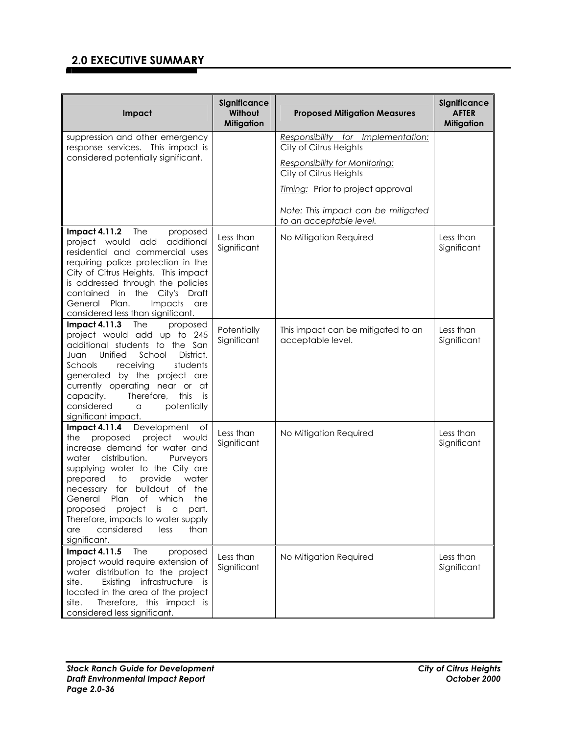## 2.0 EXECUTIVE SUMMARY

| Impact | Significance Without Mitigation | Proposed Mitigation Measures | Significance AFTER Mitigation |
|---|---|---|---|
| suppression and other emergency response services. This impact is considered potentially significant. | | _Responsibility for Implementation:_ City of Citrus Heights<br><br>_Responsibility for Monitoring:_ City of Citrus Heights<br><br>_Timing:_ Prior to project approval<br><br>*Note: This impact can be mitigated to an acceptable level.* | |
| **Impact 4.11.2** The proposed project would add additional residential and commercial uses requiring police protection in the City of Citrus Heights. This impact is addressed through the policies contained in the City's Draft General Plan. Impacts are considered less than significant. | Less than Significant | No Mitigation Required | Less than Significant |
| **Impact 4.11.3** The proposed project would add up to 245 additional students to the San Juan Unified School District. Schools receiving students generated by the project are currently operating near or at capacity. Therefore, this is considered a potentially significant impact. | Potentially Significant | This impact can be mitigated to an acceptable level. | Less than Significant |
| **Impact 4.11.4** Development of the proposed project would increase demand for water and water distribution. Purveyors supplying water to the City are prepared to provide water necessary for buildout of the General Plan of which the proposed project is a part. Therefore, impacts to water supply are considered less than significant. | Less than Significant | No Mitigation Required | Less than Significant |
| **Impact 4.11.5** The proposed project would require extension of water distribution to the project site. Existing infrastructure is located in the area of the project site. Therefore, this impact is considered less significant. | Less than Significant | No Mitigation Required | Less than Significant |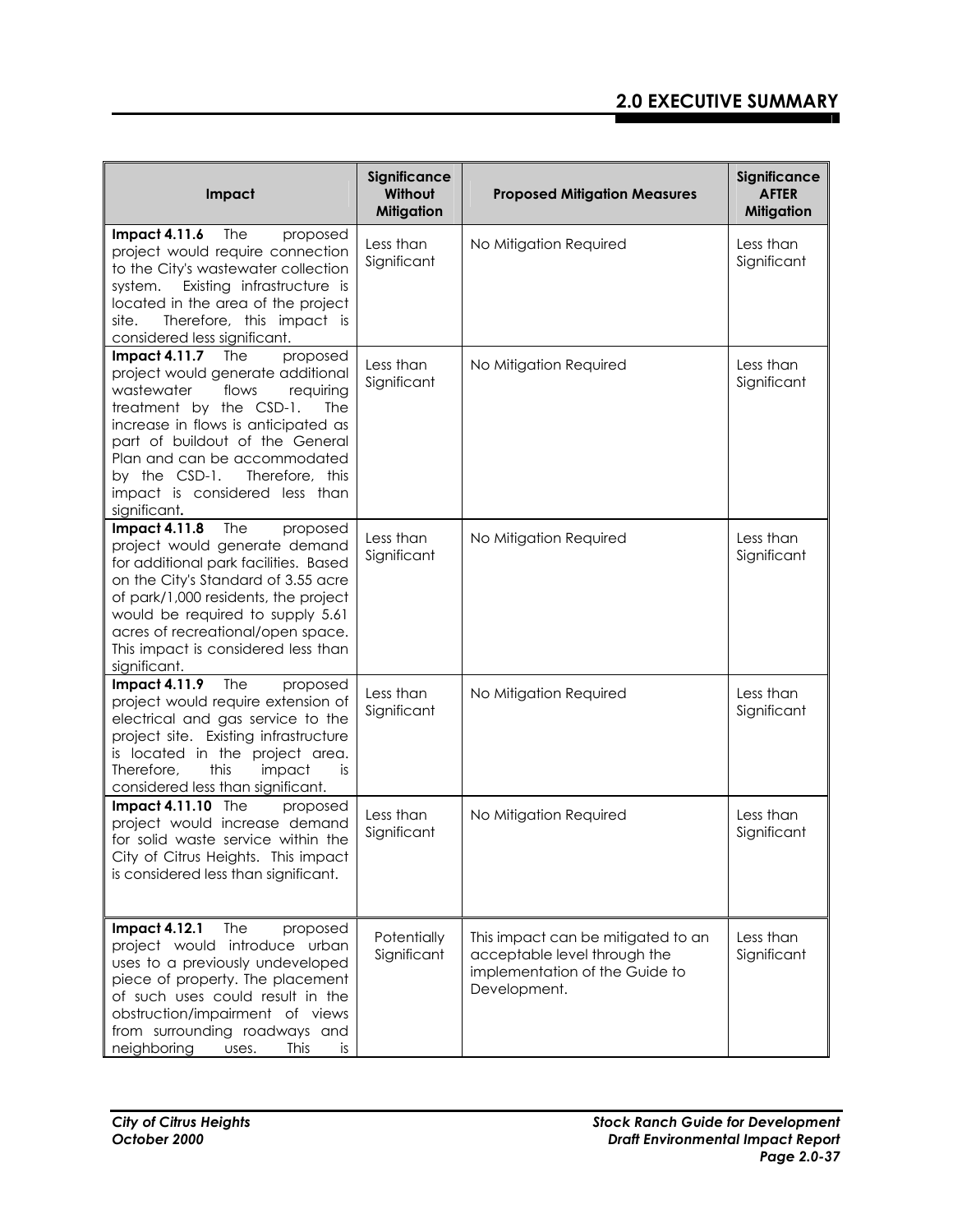| Impact | Significance Without Mitigation | Proposed Mitigation Measures | Significance AFTER Mitigation |
|---|---|---|---|
| **Impact 4.11.6** The proposed project would require connection to the City's wastewater collection system. Existing infrastructure is located in the area of the project site. Therefore, this impact is considered less significant. | Less than Significant | No Mitigation Required | Less than Significant |
| **Impact 4.11.7** The proposed project would generate additional wastewater flows requiring treatment by the CSD-1. The increase in flows is anticipated as part of buildout of the General Plan and can be accommodated by the CSD-1. Therefore, this impact is considered less than significant. | Less than Significant | No Mitigation Required | Less than Significant |
| **Impact 4.11.8** The proposed project would generate demand for additional park facilities. Based on the City's Standard of 3.55 acre of park/1,000 residents, the project would be required to supply 5.61 acres of recreational/open space. This impact is considered less than significant. | Less than Significant | No Mitigation Required | Less than Significant |
| **Impact 4.11.9** The proposed project would require extension of electrical and gas service to the project site. Existing infrastructure is located in the project area. Therefore, this impact is considered less than significant. | Less than Significant | No Mitigation Required | Less than Significant |
| **Impact 4.11.10** The proposed project would increase demand for solid waste service within the City of Citrus Heights. This impact is considered less than significant. | Less than Significant | No Mitigation Required | Less than Significant |
| **Impact 4.12.1** The proposed project would introduce urban uses to a previously undeveloped piece of property. The placement of such uses could result in the obstruction/impairment of views from surrounding roadways and neighboring uses. This is | Potentially Significant | This impact can be mitigated to an acceptable level through the implementation of the Guide to Development. | Less than Significant |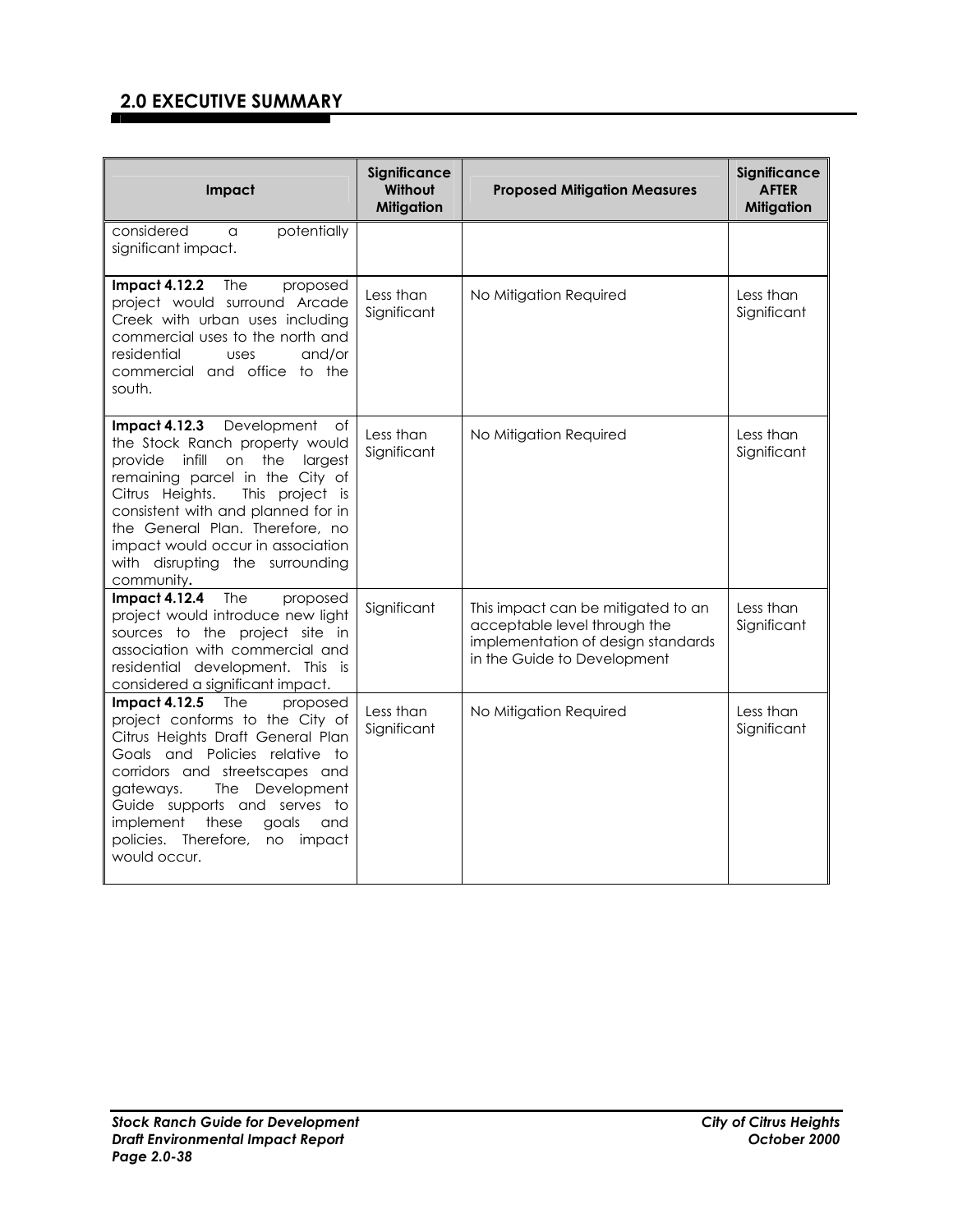## 2.0 EXECUTIVE SUMMARY

| Impact | Significance Without Mitigation | Proposed Mitigation Measures | Significance AFTER Mitigation |
|---|---|---|---|
| considered a potentially significant impact. | | | |
| **Impact 4.12.2** The proposed project would surround Arcade Creek with urban uses including commercial uses to the north and residential uses and/or commercial and office to the south. | Less than Significant | No Mitigation Required | Less than Significant |
| **Impact 4.12.3** Development of the Stock Ranch property would provide infill on the largest remaining parcel in the City of Citrus Heights. This project is consistent with and planned for in the General Plan. Therefore, no impact would occur in association with disrupting the surrounding community**.** | Less than Significant | No Mitigation Required | Less than Significant |
| **Impact 4.12.4** The proposed project would introduce new light sources to the project site in association with commercial and residential development. This is considered a significant impact. | Significant | This impact can be mitigated to an acceptable level through the implementation of design standards in the Guide to Development | Less than Significant |
| **Impact 4.12.5** The proposed project conforms to the City of Citrus Heights Draft General Plan Goals and Policies relative to corridors and streetscapes and gateways. The Development Guide supports and serves to implement these goals and policies. Therefore, no impact would occur. | Less than Significant | No Mitigation Required | Less than Significant |